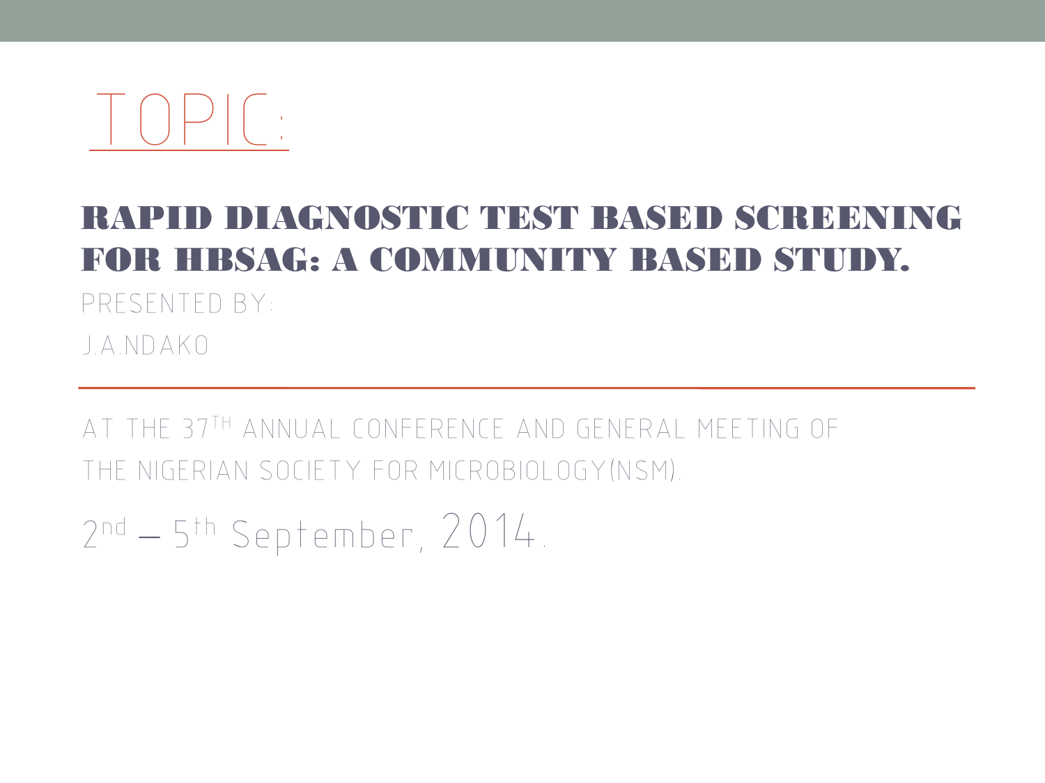# TOPIC:

## RAPID DIAGNOSTIC TEST BASED SCREENING FOR HBSAG: A COMMUNITY BASED STUDY.

PRESENTED BY:

J.A.NDAKO

---

AT THE 37TH ANNUAL CONFERENCE AND GENERAL MEETING OF THE NIGERIAN SOCIETY FOR MICROBIOLOGY(NSM).

2nd – 5th September, 2014.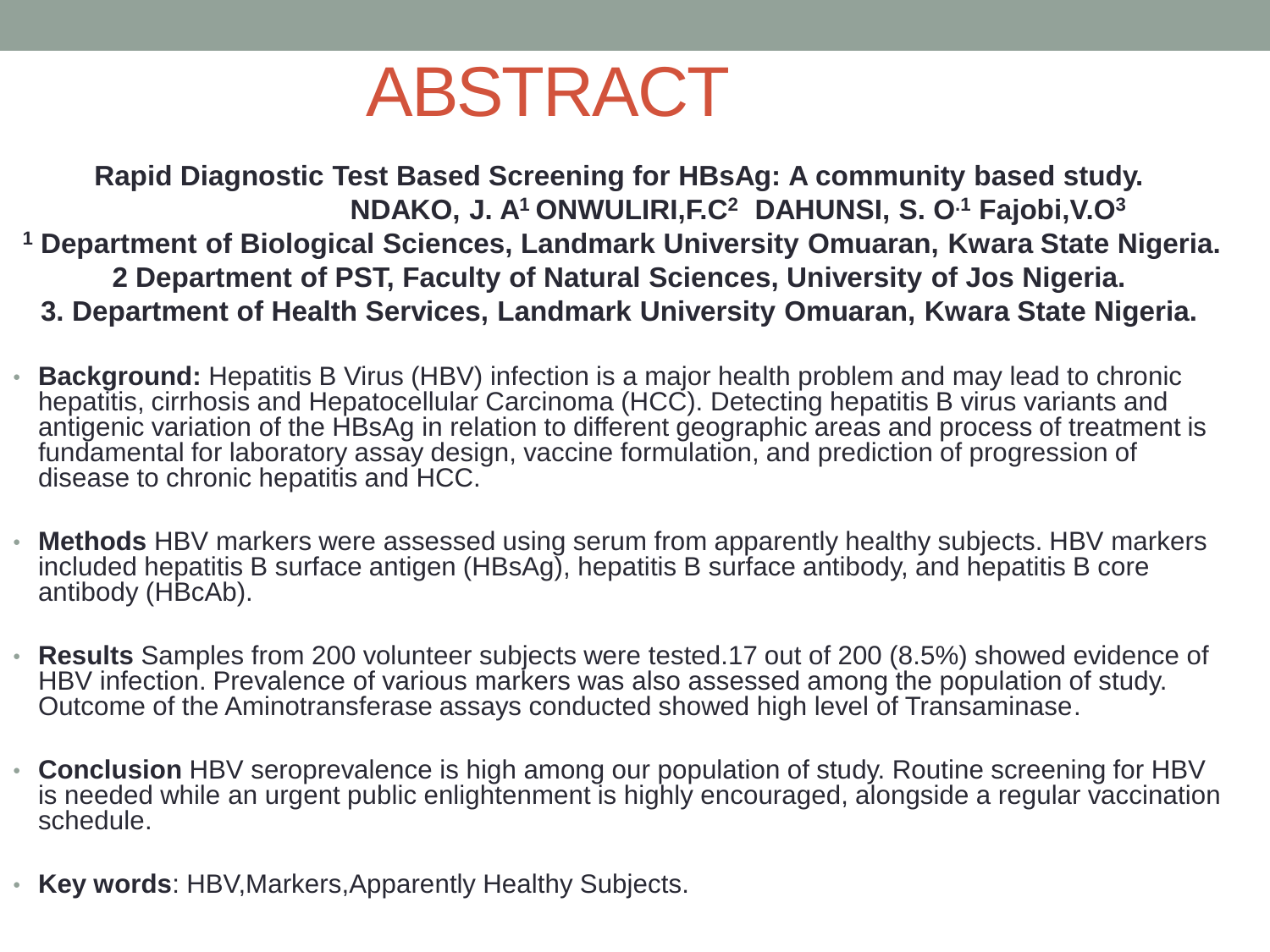# ABSTRACT

**Rapid Diagnostic Test Based Screening for HBsAg: A community based study.**

**NDAKO, J. A[1] ONWULIRI,F.C[2] DAHUNSI, S. O[1] Fajobi,V.O[3]**

**[1] Department of Biological Sciences, Landmark University Omuaran, Kwara State Nigeria.**

**2 Department of PST, Faculty of Natural Sciences, University of Jos Nigeria.**

**3. Department of Health Services, Landmark University Omuaran, Kwara State Nigeria.**

- **Background:** Hepatitis B Virus (HBV) infection is a major health problem and may lead to chronic hepatitis, cirrhosis and Hepatocellular Carcinoma (HCC). Detecting hepatitis B virus variants and antigenic variation of the HBsAg in relation to different geographic areas and process of treatment is fundamental for laboratory assay design, vaccine formulation, and prediction of progression of disease to chronic hepatitis and HCC.

- **Methods** HBV markers were assessed using serum from apparently healthy subjects. HBV markers included hepatitis B surface antigen (HBsAg), hepatitis B surface antibody, and hepatitis B core antibody (HBcAb).

- **Results** Samples from 200 volunteer subjects were tested.17 out of 200 (8.5%) showed evidence of HBV infection. Prevalence of various markers was also assessed among the population of study. Outcome of the Aminotransferase assays conducted showed high level of Transaminase.

- **Conclusion** HBV seroprevalence is high among our population of study. Routine screening for HBV is needed while an urgent public enlightenment is highly encouraged, alongside a regular vaccination schedule.

- **Key words**: HBV,Markers,Apparently Healthy Subjects.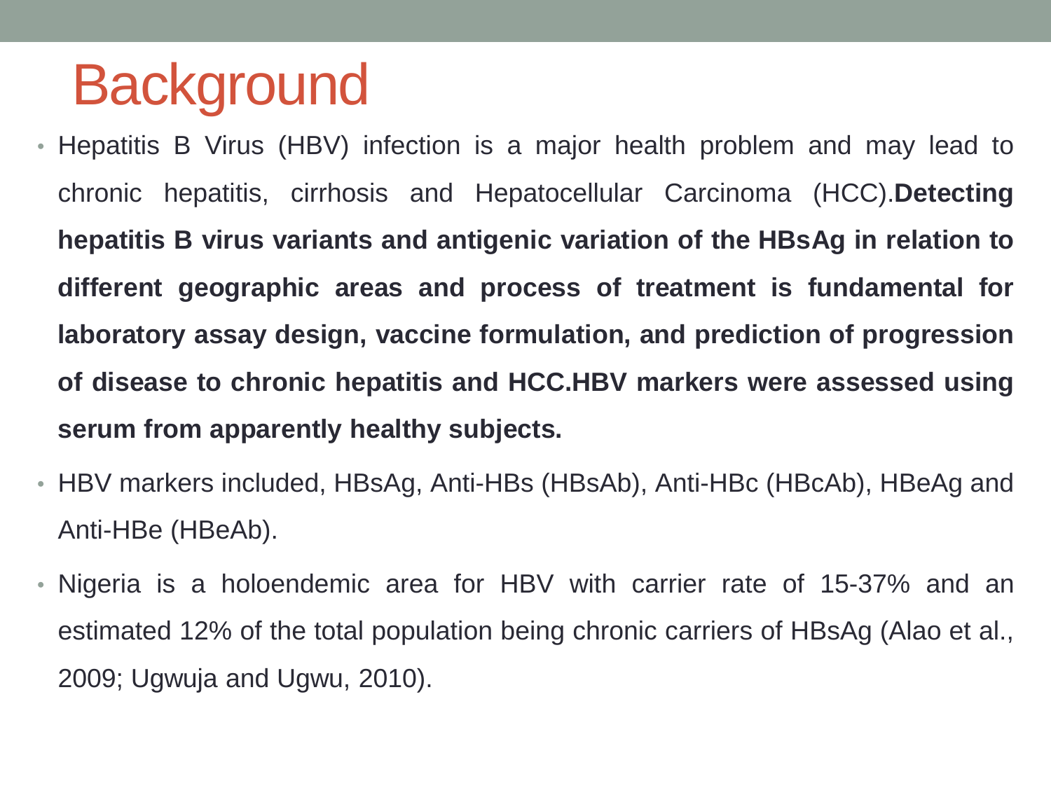# Background

- Hepatitis B Virus (HBV) infection is a major health problem and may lead to chronic hepatitis, cirrhosis and Hepatocellular Carcinoma (HCC).**Detecting hepatitis B virus variants and antigenic variation of the HBsAg in relation to different geographic areas and process of treatment is fundamental for laboratory assay design, vaccine formulation, and prediction of progression of disease to chronic hepatitis and HCC.HBV markers were assessed using serum from apparently healthy subjects.**
- HBV markers included, HBsAg, Anti-HBs (HBsAb), Anti-HBc (HBcAb), HBeAg and Anti-HBe (HBeAb).
- Nigeria is a holoendemic area for HBV with carrier rate of 15-37% and an estimated 12% of the total population being chronic carriers of HBsAg (Alao et al., 2009; Ugwuja and Ugwu, 2010).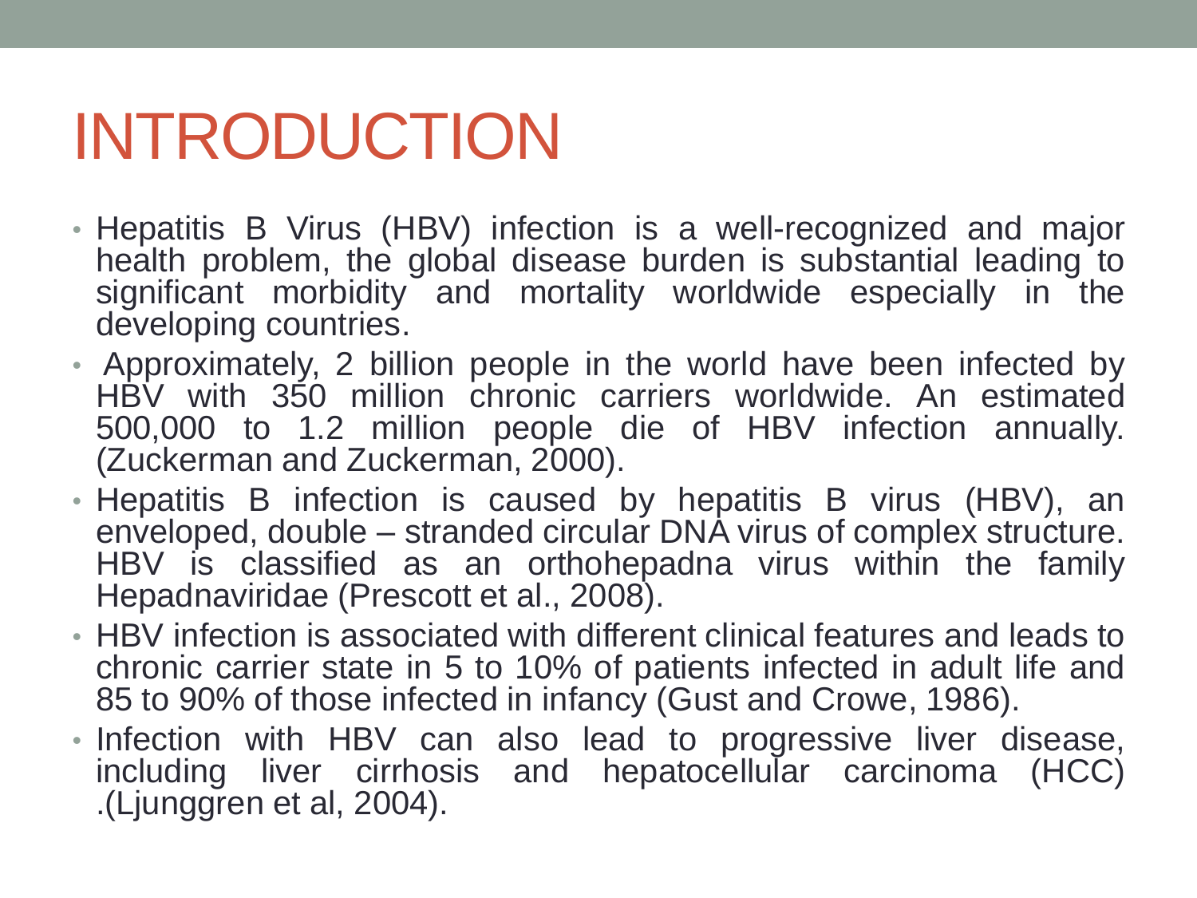# INTRODUCTION

- Hepatitis B Virus (HBV) infection is a well-recognized and major health problem, the global disease burden is substantial leading to significant morbidity and mortality worldwide especially in the developing countries.
- Approximately, 2 billion people in the world have been infected by HBV with 350 million chronic carriers worldwide. An estimated 500,000 to 1.2 million people die of HBV infection annually. (Zuckerman and Zuckerman, 2000).
- Hepatitis B infection is caused by hepatitis B virus (HBV), an enveloped, double – stranded circular DNA virus of complex structure. HBV is classified as an orthohepadna virus within the family Hepadnaviridae (Prescott et al., 2008).
- HBV infection is associated with different clinical features and leads to chronic carrier state in 5 to 10% of patients infected in adult life and 85 to 90% of those infected in infancy (Gust and Crowe, 1986).
- Infection with HBV can also lead to progressive liver disease, including liver cirrhosis and hepatocellular carcinoma (HCC) .(Ljunggren et al, 2004).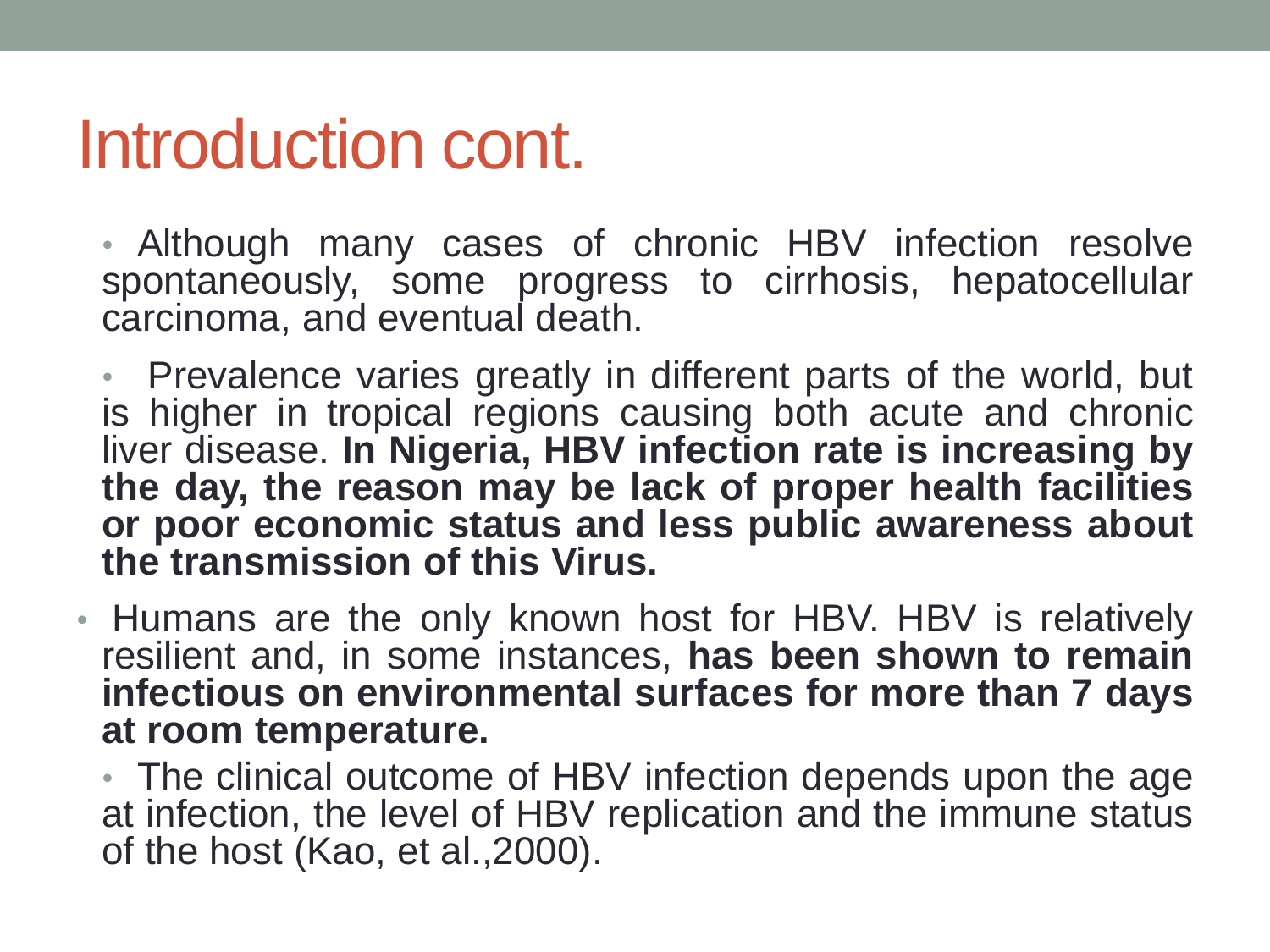# Introduction cont.

- Although many cases of chronic HBV infection resolve spontaneously, some progress to cirrhosis, hepatocellular carcinoma, and eventual death.

- Prevalence varies greatly in different parts of the world, but is higher in tropical regions causing both acute and chronic liver disease. **In Nigeria, HBV infection rate is increasing by the day, the reason may be lack of proper health facilities or poor economic status and less public awareness about the transmission of this Virus.**

- Humans are the only known host for HBV. HBV is relatively resilient and, in some instances, **has been shown to remain infectious on environmental surfaces for more than 7 days at room temperature.**

- The clinical outcome of HBV infection depends upon the age at infection, the level of HBV replication and the immune status of the host (Kao, et al.,2000).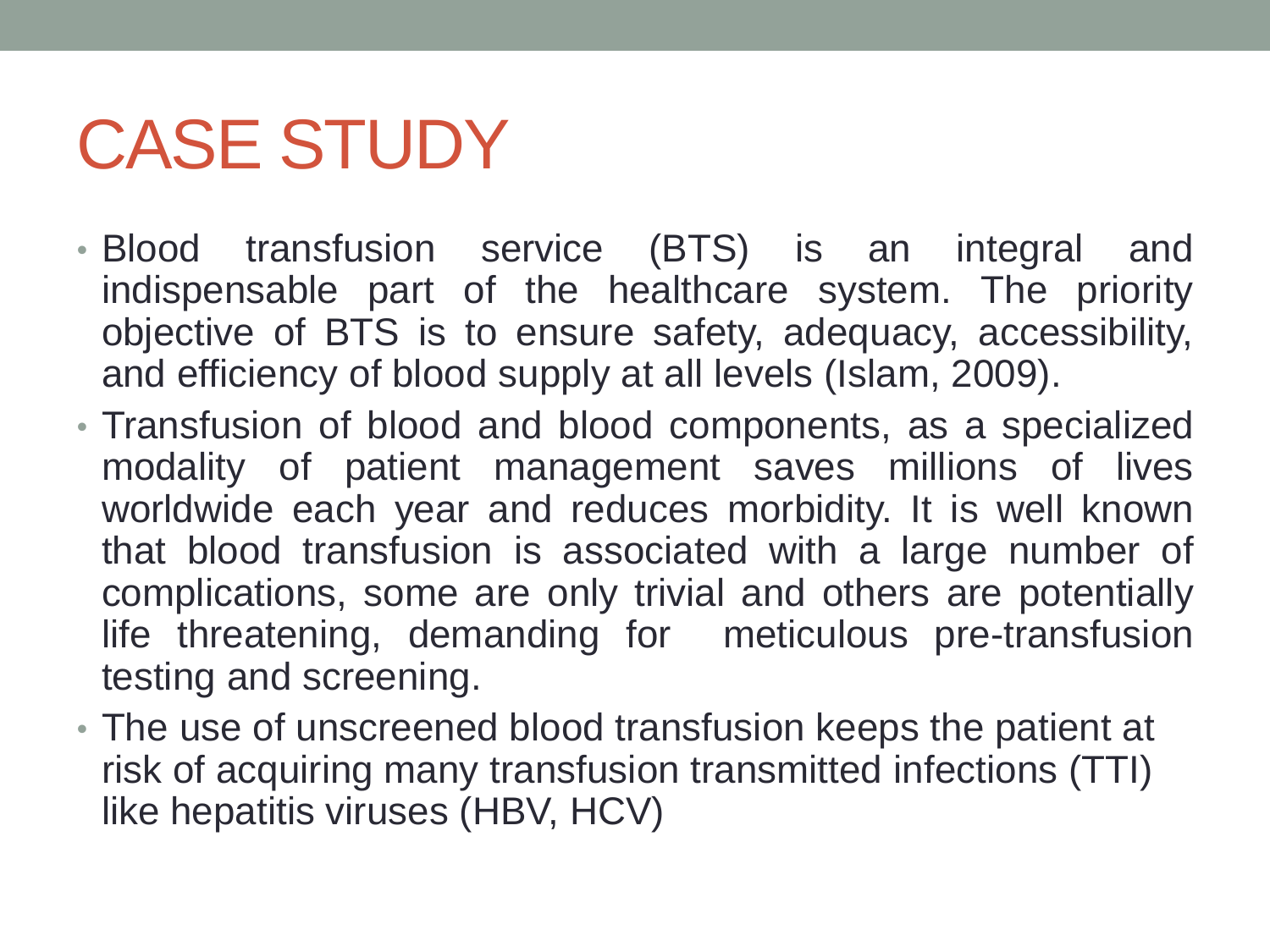# CASE STUDY

- Blood transfusion service (BTS) is an integral and indispensable part of the healthcare system. The priority objective of BTS is to ensure safety, adequacy, accessibility, and efficiency of blood supply at all levels (Islam, 2009).
- Transfusion of blood and blood components, as a specialized modality of patient management saves millions of lives worldwide each year and reduces morbidity. It is well known that blood transfusion is associated with a large number of complications, some are only trivial and others are potentially life threatening, demanding for meticulous pre-transfusion testing and screening.
- The use of unscreened blood transfusion keeps the patient at risk of acquiring many transfusion transmitted infections (TTI) like hepatitis viruses (HBV, HCV)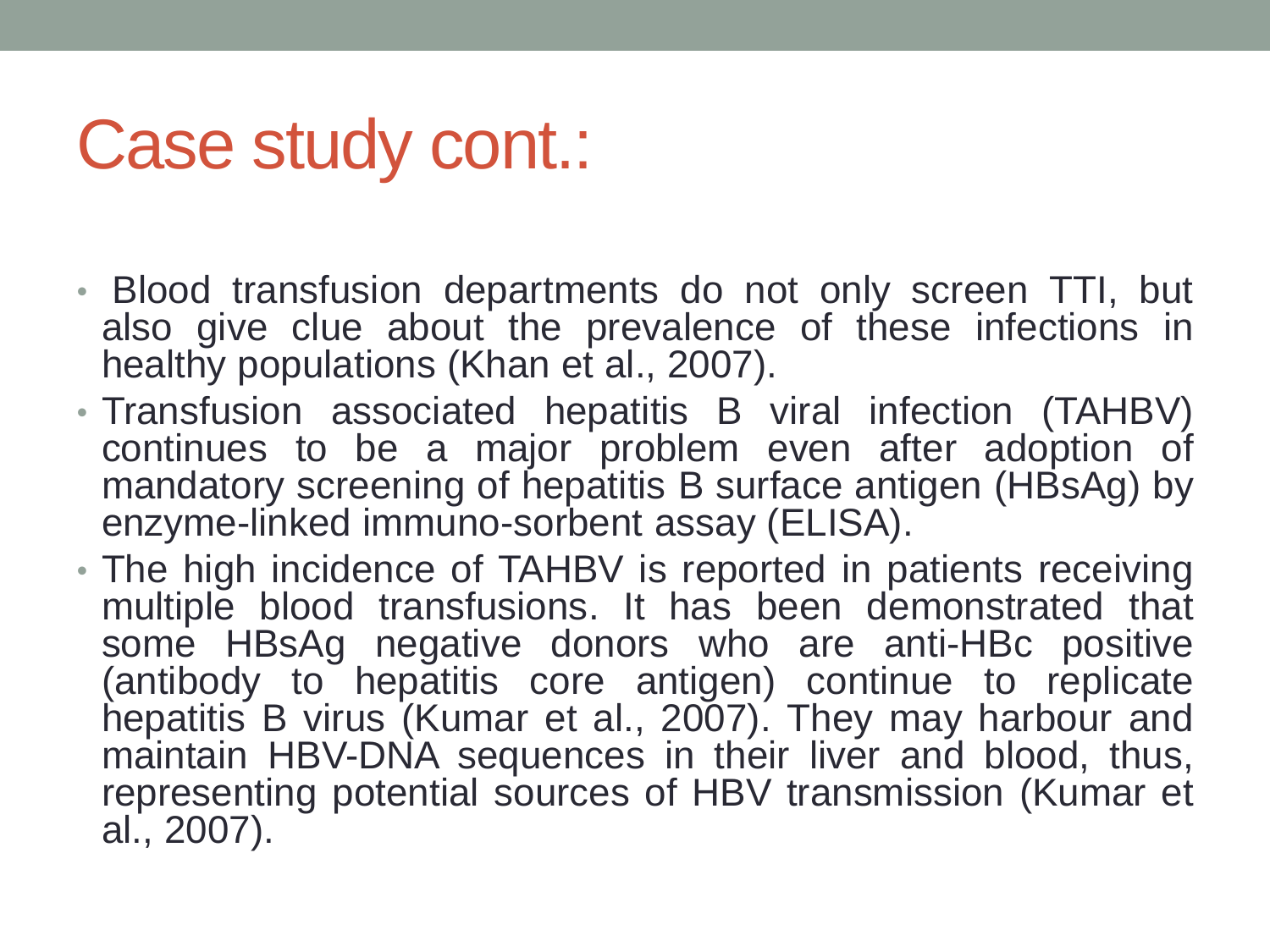# Case study cont.:

- Blood transfusion departments do not only screen TTI, but also give clue about the prevalence of these infections in healthy populations (Khan et al., 2007).
- Transfusion associated hepatitis B viral infection (TAHBV) continues to be a major problem even after adoption of mandatory screening of hepatitis B surface antigen (HBsAg) by enzyme-linked immuno-sorbent assay (ELISA).
- The high incidence of TAHBV is reported in patients receiving multiple blood transfusions. It has been demonstrated that some HBsAg negative donors who are anti-HBc positive (antibody to hepatitis core antigen) continue to replicate hepatitis B virus (Kumar et al., 2007). They may harbour and maintain HBV-DNA sequences in their liver and blood, thus, representing potential sources of HBV transmission (Kumar et al., 2007).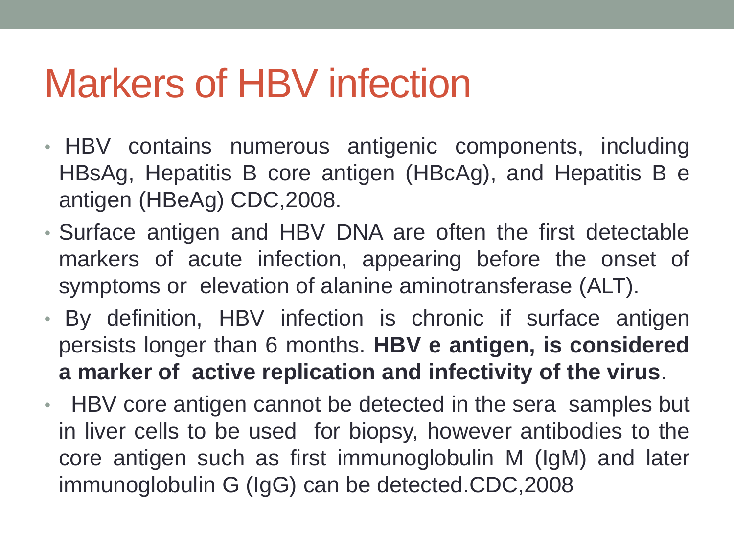# Markers of HBV infection

- HBV contains numerous antigenic components, including HBsAg, Hepatitis B core antigen (HBcAg), and Hepatitis B e antigen (HBeAg) CDC,2008.
- Surface antigen and HBV DNA are often the first detectable markers of acute infection, appearing before the onset of symptoms or elevation of alanine aminotransferase (ALT).
- By definition, HBV infection is chronic if surface antigen persists longer than 6 months. **HBV e antigen, is considered a marker of active replication and infectivity of the virus**.
- HBV core antigen cannot be detected in the sera samples but in liver cells to be used for biopsy, however antibodies to the core antigen such as first immunoglobulin M (IgM) and later immunoglobulin G (IgG) can be detected.CDC,2008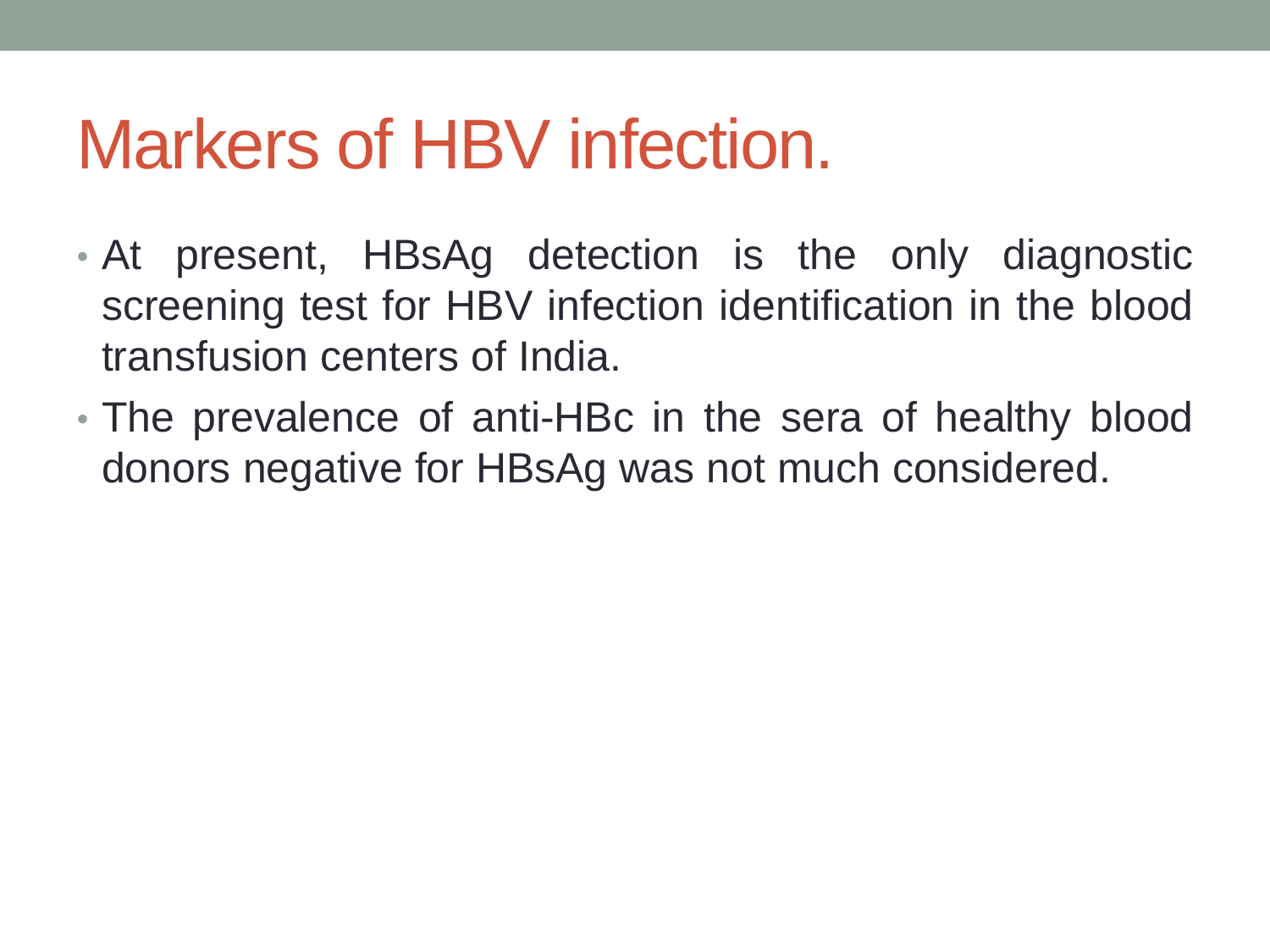# Markers of HBV infection.

- At present, HBsAg detection is the only diagnostic screening test for HBV infection identification in the blood transfusion centers of India.
- The prevalence of anti-HBc in the sera of healthy blood donors negative for HBsAg was not much considered.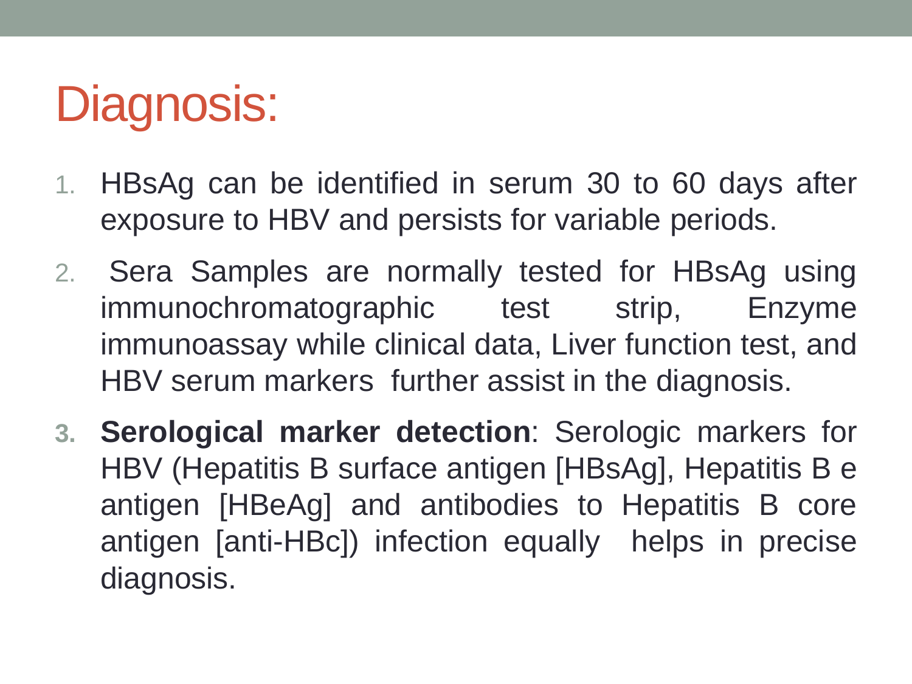# Diagnosis:

1. HBsAg can be identified in serum 30 to 60 days after exposure to HBV and persists for variable periods.
2. Sera Samples are normally tested for HBsAg using immunochromatographic test strip, Enzyme immunoassay while clinical data, Liver function test, and HBV serum markers further assist in the diagnosis.
3. **Serological marker detection**: Serologic markers for HBV (Hepatitis B surface antigen [HBsAg], Hepatitis B e antigen [HBeAg] and antibodies to Hepatitis B core antigen [anti-HBc]) infection equally helps in precise diagnosis.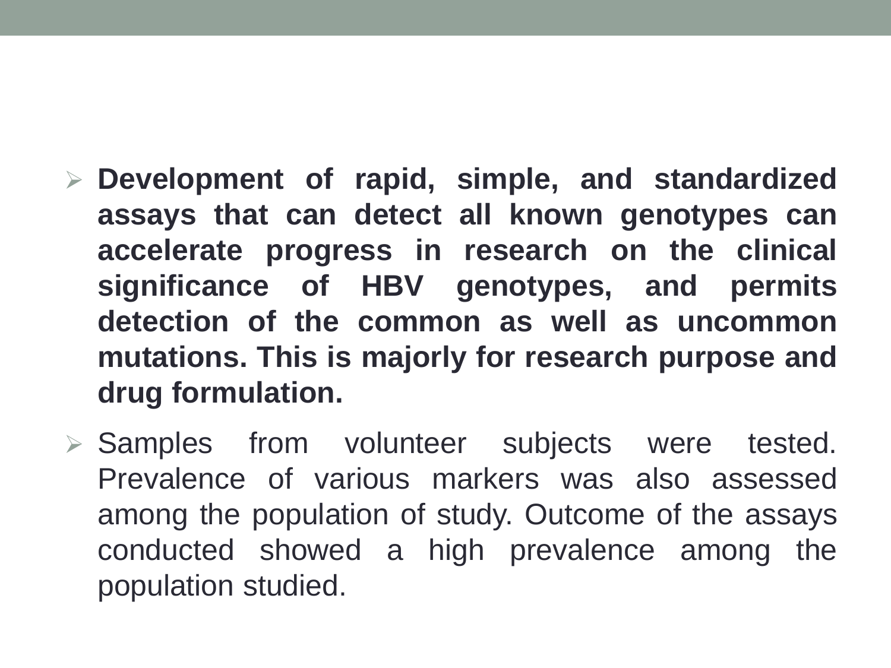- **Development of rapid, simple, and standardized assays that can detect all known genotypes can accelerate progress in research on the clinical significance of HBV genotypes, and permits detection of the common as well as uncommon mutations. This is majorly for research purpose and drug formulation.**
- Samples from volunteer subjects were tested. Prevalence of various markers was also assessed among the population of study. Outcome of the assays conducted showed a high prevalence among the population studied.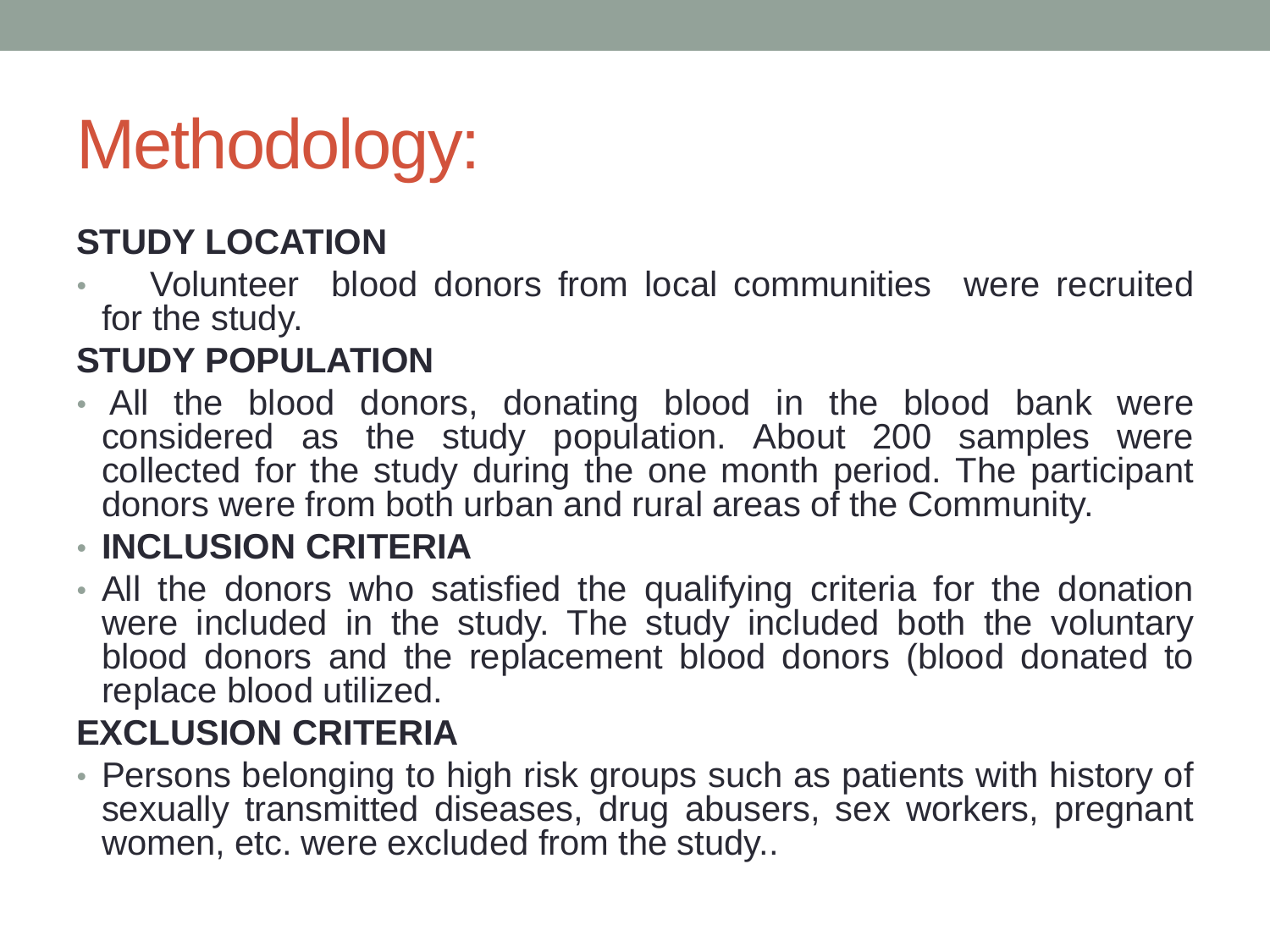# Methodology:

**STUDY LOCATION**

- Volunteer blood donors from local communities were recruited for the study.

**STUDY POPULATION**

- All the blood donors, donating blood in the blood bank were considered as the study population. About 200 samples were collected for the study during the one month period. The participant donors were from both urban and rural areas of the Community.
- **INCLUSION CRITERIA**
- All the donors who satisfied the qualifying criteria for the donation were included in the study. The study included both the voluntary blood donors and the replacement blood donors (blood donated to replace blood utilized.

**EXCLUSION CRITERIA**

- Persons belonging to high risk groups such as patients with history of sexually transmitted diseases, drug abusers, sex workers, pregnant women, etc. were excluded from the study..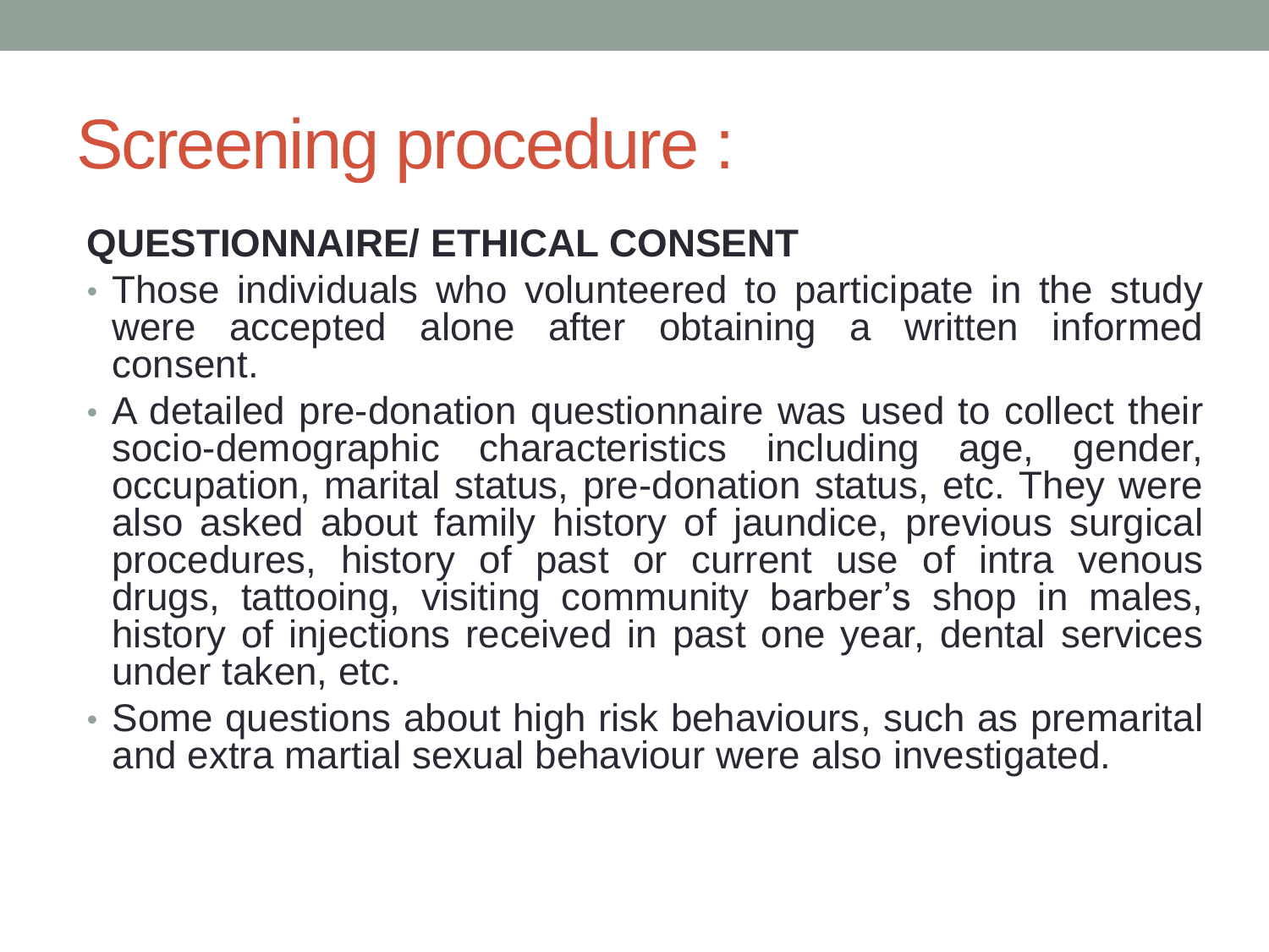# Screening procedure :

**QUESTIONNAIRE/ ETHICAL CONSENT**

- Those individuals who volunteered to participate in the study were accepted alone after obtaining a written informed consent.
- A detailed pre-donation questionnaire was used to collect their socio-demographic characteristics including age, gender, occupation, marital status, pre-donation status, etc. They were also asked about family history of jaundice, previous surgical procedures, history of past or current use of intra venous drugs, tattooing, visiting community barber's shop in males, history of injections received in past one year, dental services under taken, etc.
- Some questions about high risk behaviours, such as premarital and extra martial sexual behaviour were also investigated.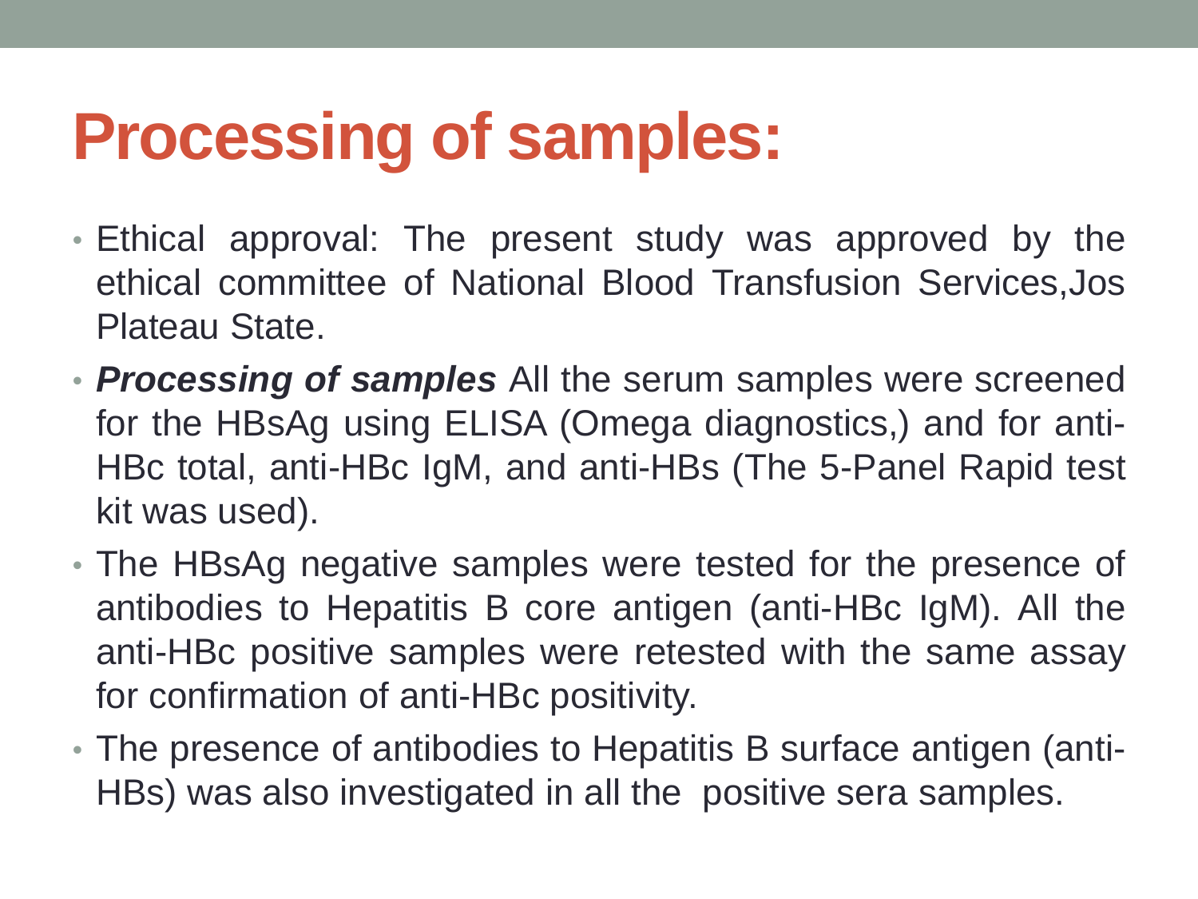# Processing of samples:

- Ethical approval: The present study was approved by the ethical committee of National Blood Transfusion Services,Jos Plateau State.
- ***Processing of samples*** All the serum samples were screened for the HBsAg using ELISA (Omega diagnostics,) and for anti-HBc total, anti-HBc IgM, and anti-HBs (The 5-Panel Rapid test kit was used).
- The HBsAg negative samples were tested for the presence of antibodies to Hepatitis B core antigen (anti-HBc IgM). All the anti-HBc positive samples were retested with the same assay for confirmation of anti-HBc positivity.
- The presence of antibodies to Hepatitis B surface antigen (anti-HBs) was also investigated in all the positive sera samples.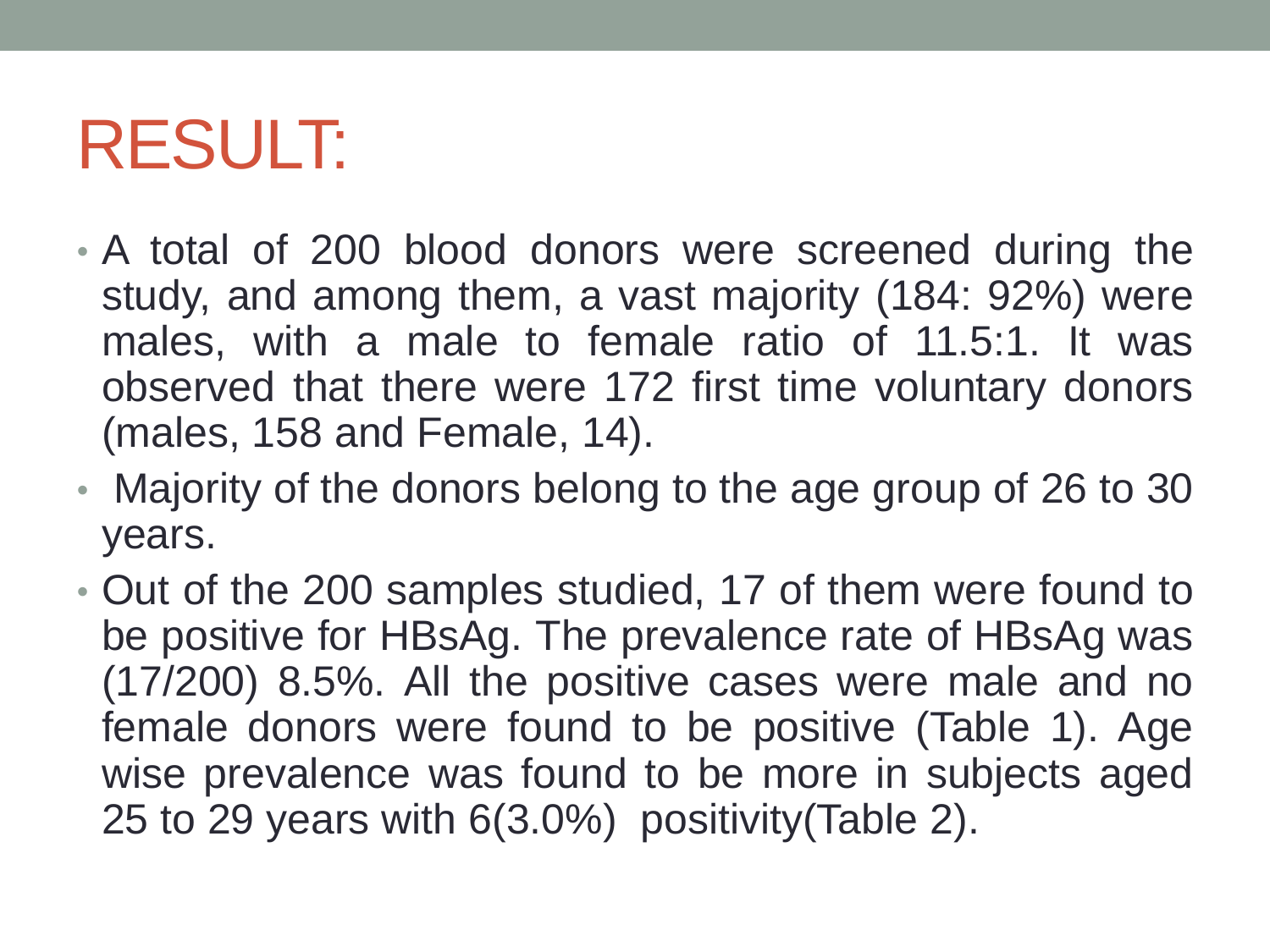# RESULT:

- A total of 200 blood donors were screened during the study, and among them, a vast majority (184: 92%) were males, with a male to female ratio of 11.5:1. It was observed that there were 172 first time voluntary donors (males, 158 and Female, 14).
- Majority of the donors belong to the age group of 26 to 30 years.
- Out of the 200 samples studied, 17 of them were found to be positive for HBsAg. The prevalence rate of HBsAg was (17/200) 8.5%. All the positive cases were male and no female donors were found to be positive (Table 1). Age wise prevalence was found to be more in subjects aged 25 to 29 years with 6(3.0%) positivity(Table 2).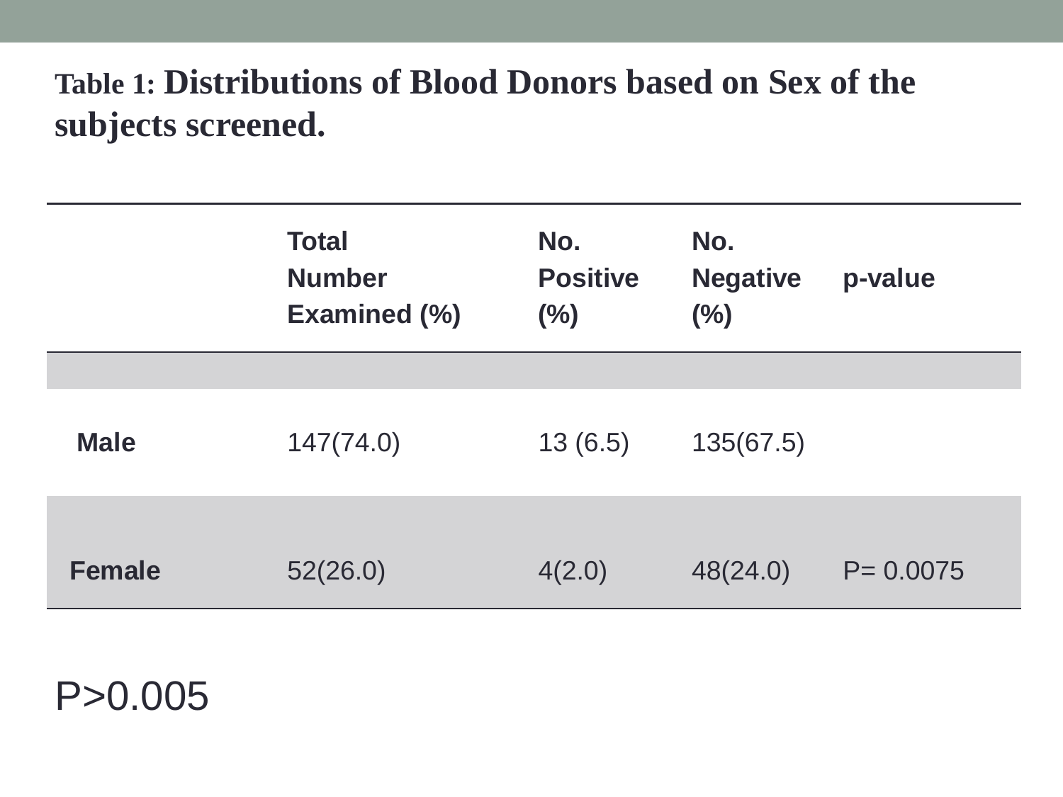**Table 1: Distributions of Blood Donors based on Sex of the subjects screened.**

| | Total Number Examined (%) | No. Positive (%) | No. Negative (%) | p-value |
|---|---|---|---|---|
| **Male** | 147(74.0) | 13 (6.5) | 135(67.5) | |
| **Female** | 52(26.0) | 4(2.0) | 48(24.0) | P= 0.0075 |

P>0.005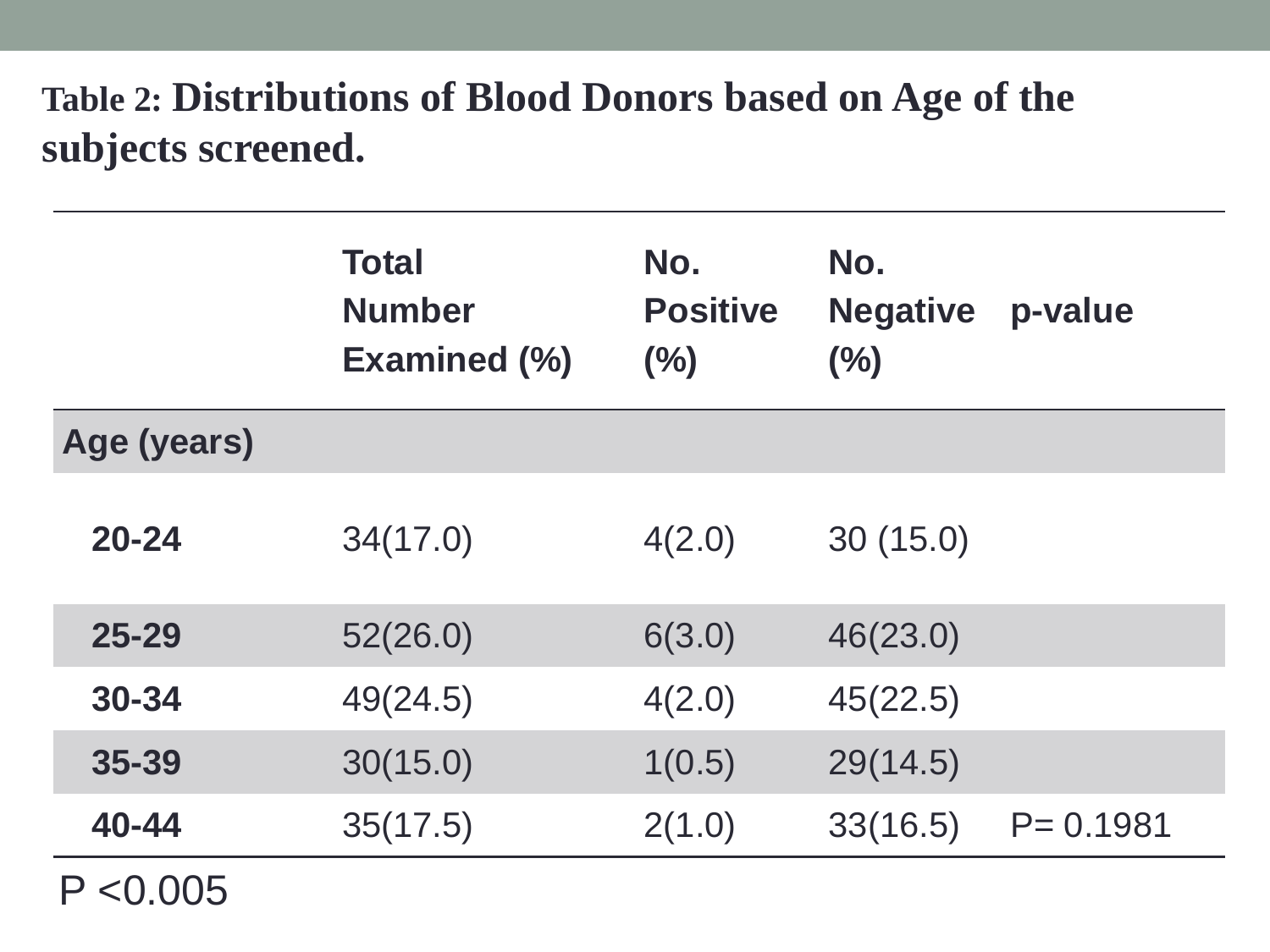**Table 2: Distributions of Blood Donors based on Age of the subjects screened.**

| | Total Number Examined (%) | No. Positive (%) | No. Negative (%) | p-value |
|---|---|---|---|---|
| **Age (years)** | | | | |
| **20-24** | 34(17.0) | 4(2.0) | 30 (15.0) | |
| **25-29** | 52(26.0) | 6(3.0) | 46(23.0) | |
| **30-34** | 49(24.5) | 4(2.0) | 45(22.5) | |
| **35-39** | 30(15.0) | 1(0.5) | 29(14.5) | |
| **40-44** | 35(17.5) | 2(1.0) | 33(16.5) | P= 0.1981 |

$P < 0.005$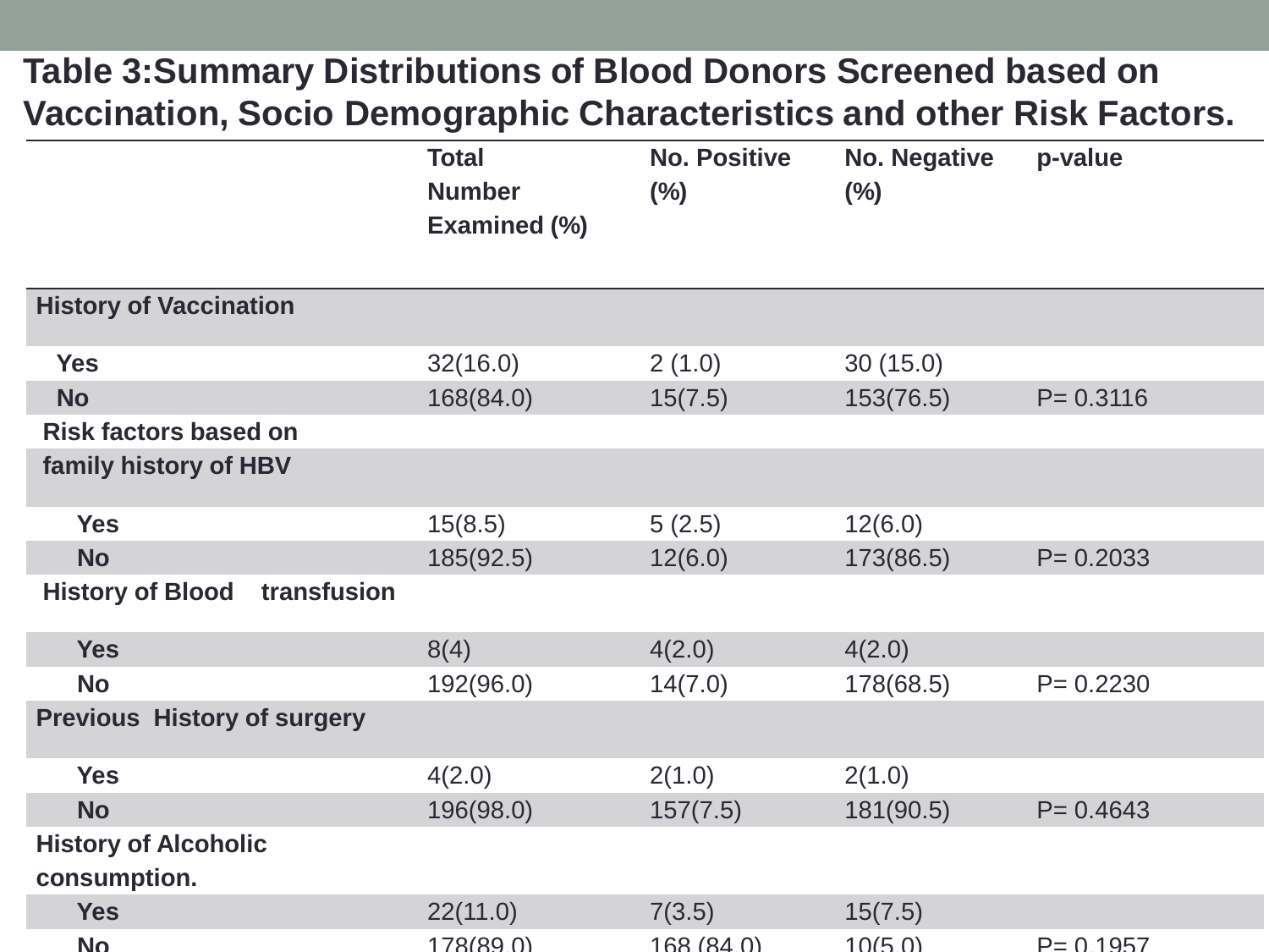## Table 3:Summary Distributions of Blood Donors Screened based on Vaccination, Socio Demographic Characteristics and other Risk Factors.

| | Total Number Examined (%) | No. Positive (%) | No. Negative (%) | p-value |
|---|---|---|---|---|
| **History of Vaccination** | | | | |
| **Yes** | 32(16.0) | 2 (1.0) | 30 (15.0) | |
| **No** | 168(84.0) | 15(7.5) | 153(76.5) | P= 0.3116 |
| **Risk factors based on family history of HBV** | | | | |
| **Yes** | 15(8.5) | 5 (2.5) | 12(6.0) | |
| **No** | 185(92.5) | 12(6.0) | 173(86.5) | P= 0.2033 |
| **History of Blood transfusion** | | | | |
| **Yes** | 8(4) | 4(2.0) | 4(2.0) | |
| **No** | 192(96.0) | 14(7.0) | 178(68.5) | P= 0.2230 |
| **Previous History of surgery** | | | | |
| **Yes** | 4(2.0) | 2(1.0) | 2(1.0) | |
| **No** | 196(98.0) | 157(7.5) | 181(90.5) | P= 0.4643 |
| **History of Alcoholic consumption.** | | | | |
| **Yes** | 22(11.0) | 7(3.5) | 15(7.5) | |
| **No** | 178(89.0) | 168 (84.0) | 10(5.0) | P= 0.1957 |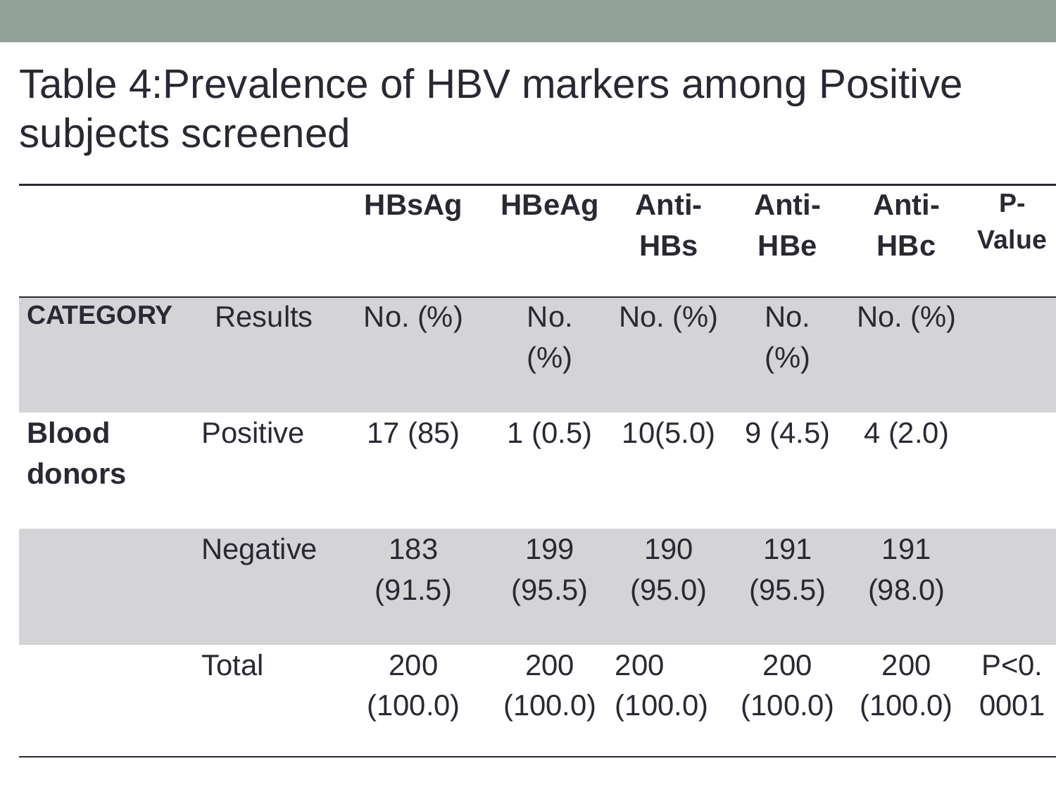# Table 4:Prevalence of HBV markers among Positive subjects screened

| | | HBsAg | HBeAg | Anti-HBs | Anti-HBe | Anti-HBc | P-Value |
|---|---|---|---|---|---|---|---|
| **CATEGORY** | Results | No. (%) | No. (%) | No. (%) | No. (%) | No. (%) | |
| **Blood donors** | Positive | 17 (85) | 1 (0.5) | 10(5.0) | 9 (4.5) | 4 (2.0) | |
| | Negative | 183 (91.5) | 199 (95.5) | 190 (95.0) | 191 (95.5) | 191 (98.0) | |
| | Total | 200 (100.0) | 200 (100.0) | 200 (100.0) | 200 (100.0) | 200 (100.0) | P<0.0001 |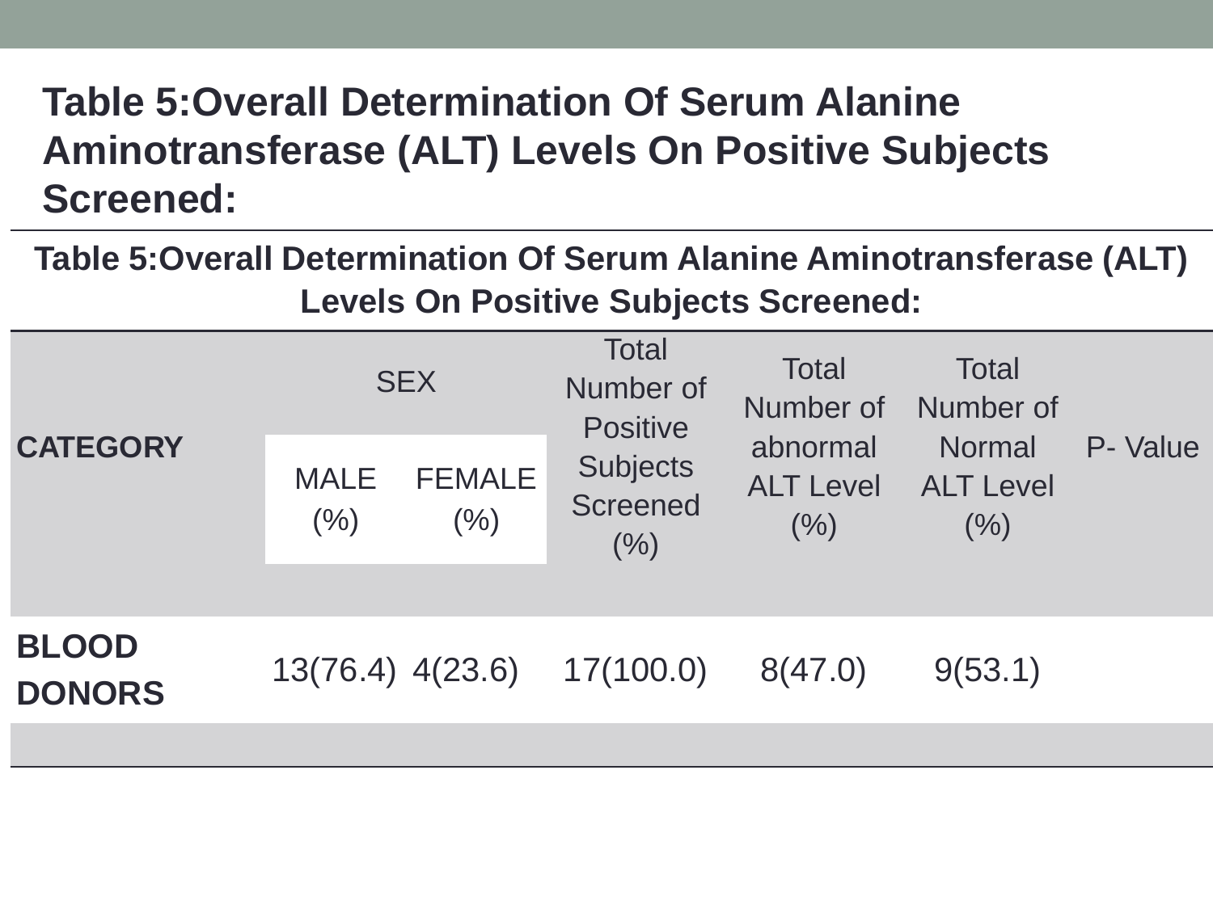# Table 5:Overall Determination Of Serum Alanine Aminotransferase (ALT) Levels On Positive Subjects Screened:

**Table 5:Overall Determination Of Serum Alanine Aminotransferase (ALT) Levels On Positive Subjects Screened:**

| CATEGORY | SEX | | Total Number of Positive Subjects Screened (%) | Total Number of abnormal ALT Level (%) | Total Number of Normal ALT Level (%) | P- Value |
|---|---|---|---|---|---|---|
| | MALE (%) | FEMALE (%) | | | | |
| **BLOOD DONORS** | 13(76.4) | 4(23.6) | 17(100.0) | 8(47.0) | 9(53.1) | |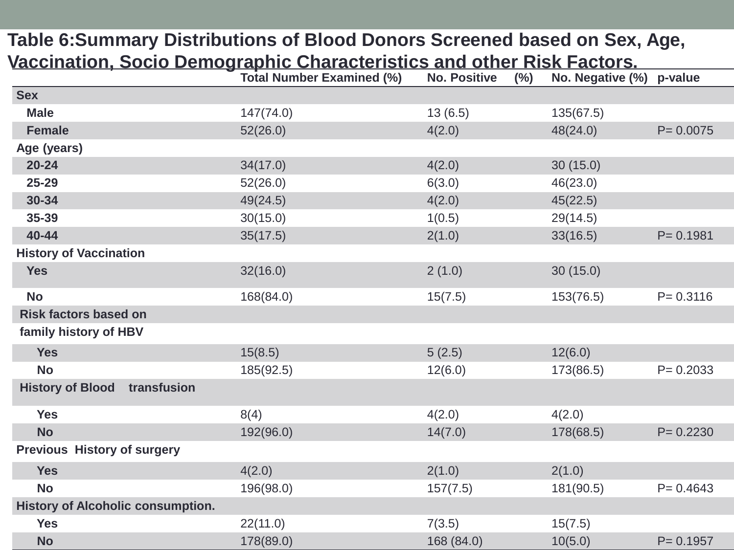**Table 6:Summary Distributions of Blood Donors Screened based on Sex, Age, Vaccination, Socio Demographic Characteristics and other Risk Factors.**

| | Total Number Examined (%) | No. Positive (%) | No. Negative (%) | p-value |
|---|---|---|---|---|
| **Sex** | | | | |
| **Male** | 147(74.0) | 13 (6.5) | 135(67.5) | |
| **Female** | 52(26.0) | 4(2.0) | 48(24.0) | P= 0.0075 |
| **Age (years)** | | | | |
| **20-24** | 34(17.0) | 4(2.0) | 30 (15.0) | |
| **25-29** | 52(26.0) | 6(3.0) | 46(23.0) | |
| **30-34** | 49(24.5) | 4(2.0) | 45(22.5) | |
| **35-39** | 30(15.0) | 1(0.5) | 29(14.5) | |
| **40-44** | 35(17.5) | 2(1.0) | 33(16.5) | P= 0.1981 |
| **History of Vaccination** | | | | |
| **Yes** | 32(16.0) | 2 (1.0) | 30 (15.0) | |
| **No** | 168(84.0) | 15(7.5) | 153(76.5) | P= 0.3116 |
| **Risk factors based on family history of HBV** | | | | |
| **Yes** | 15(8.5) | 5 (2.5) | 12(6.0) | |
| **No** | 185(92.5) | 12(6.0) | 173(86.5) | P= 0.2033 |
| **History of Blood transfusion** | | | | |
| **Yes** | 8(4) | 4(2.0) | 4(2.0) | |
| **No** | 192(96.0) | 14(7.0) | 178(68.5) | P= 0.2230 |
| **Previous History of surgery** | | | | |
| **Yes** | 4(2.0) | 2(1.0) | 2(1.0) | |
| **No** | 196(98.0) | 157(7.5) | 181(90.5) | P= 0.4643 |
| **History of Alcoholic consumption.** | | | | |
| **Yes** | 22(11.0) | 7(3.5) | 15(7.5) | |
| **No** | 178(89.0) | 168 (84.0) | 10(5.0) | P= 0.1957 |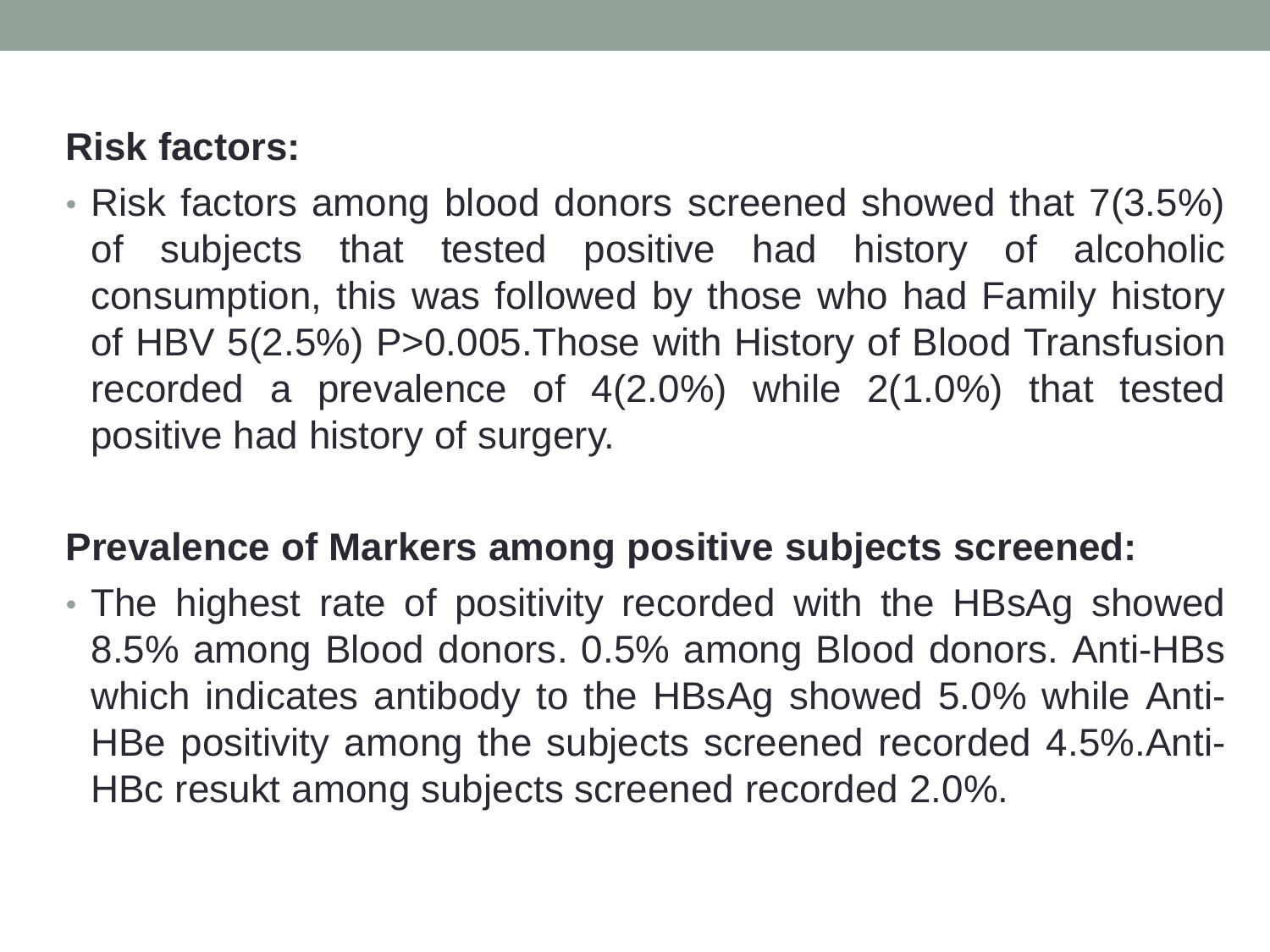**Risk factors:**

- Risk factors among blood donors screened showed that 7(3.5%) of subjects that tested positive had history of alcoholic consumption, this was followed by those who had Family history of HBV 5(2.5%) P>0.005.Those with History of Blood Transfusion recorded a prevalence of 4(2.0%) while 2(1.0%) that tested positive had history of surgery.

**Prevalence of Markers among positive subjects screened:**

- The highest rate of positivity recorded with the HBsAg showed 8.5% among Blood donors. 0.5% among Blood donors. Anti-HBs which indicates antibody to the HBsAg showed 5.0% while Anti-HBe positivity among the subjects screened recorded 4.5%.Anti-HBc resukt among subjects screened recorded 2.0%.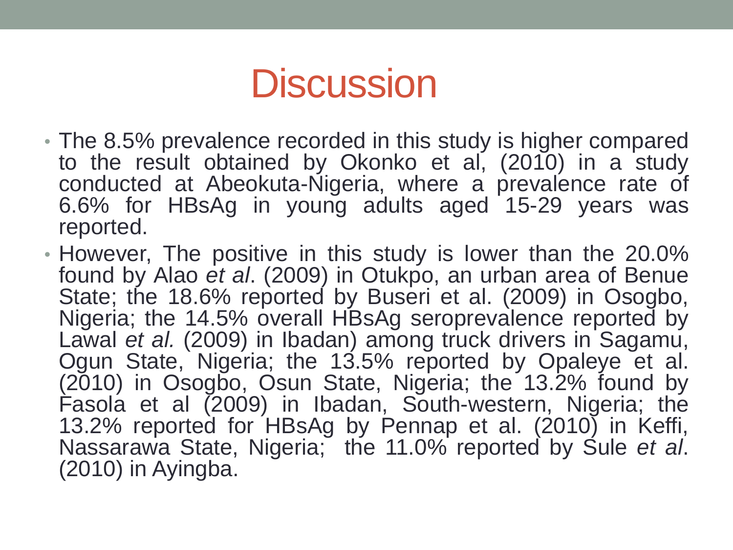# Discussion

- The 8.5% prevalence recorded in this study is higher compared to the result obtained by Okonko et al, (2010) in a study conducted at Abeokuta-Nigeria, where a prevalence rate of 6.6% for HBsAg in young adults aged 15-29 years was reported.
- However, The positive in this study is lower than the 20.0% found by Alao *et al*. (2009) in Otukpo, an urban area of Benue State; the 18.6% reported by Buseri et al. (2009) in Osogbo, Nigeria; the 14.5% overall HBsAg seroprevalence reported by Lawal *et al.* (2009) in Ibadan) among truck drivers in Sagamu, Ogun State, Nigeria; the 13.5% reported by Opaleye et al. (2010) in Osogbo, Osun State, Nigeria; the 13.2% found by Fasola et al (2009) in Ibadan, South-western, Nigeria; the 13.2% reported for HBsAg by Pennap et al. (2010) in Keffi, Nassarawa State, Nigeria; the 11.0% reported by Sule *et al*. (2010) in Ayingba.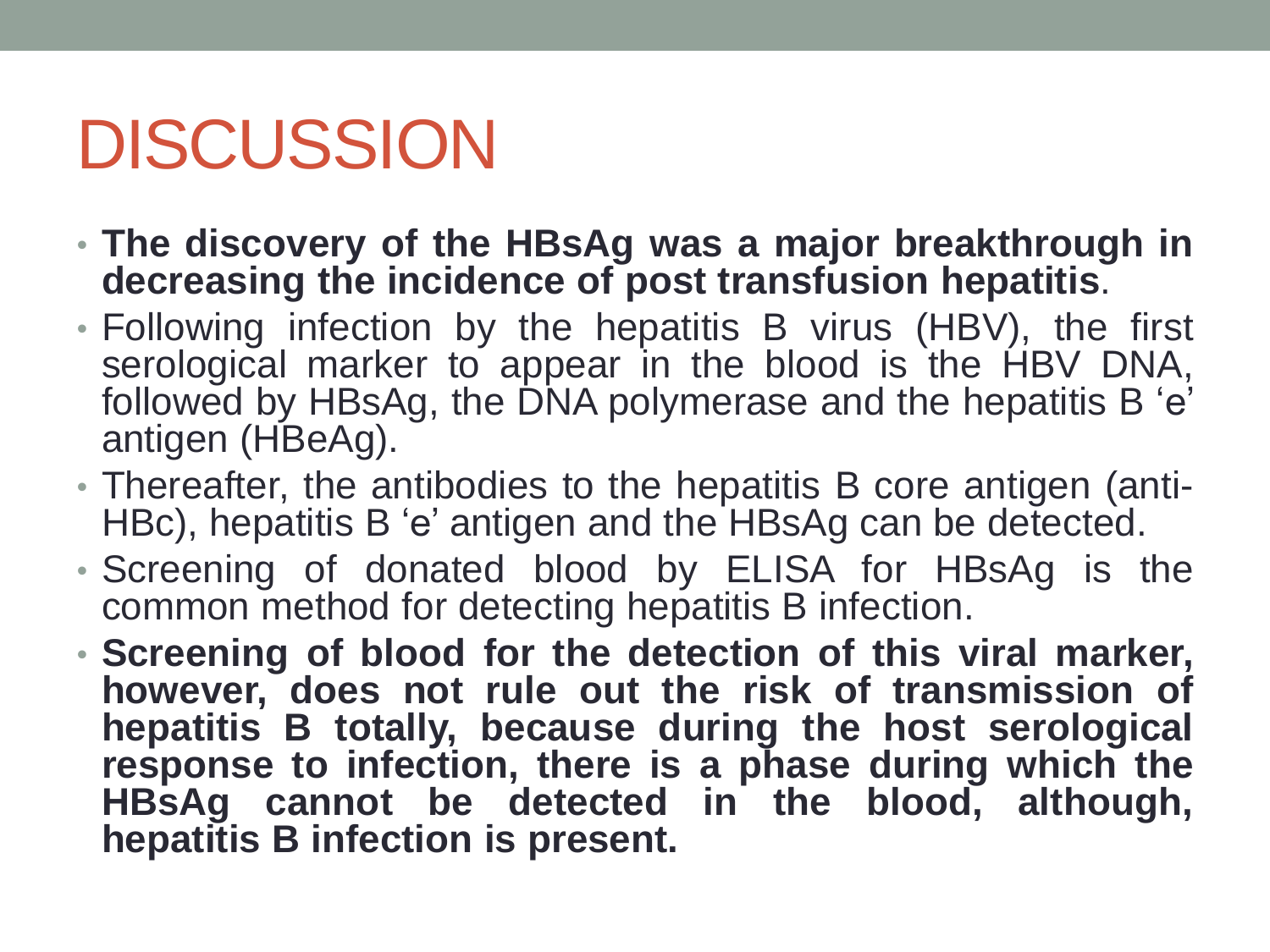# DISCUSSION

- **The discovery of the HBsAg was a major breakthrough in decreasing the incidence of post transfusion hepatitis**.
- Following infection by the hepatitis B virus (HBV), the first serological marker to appear in the blood is the HBV DNA, followed by HBsAg, the DNA polymerase and the hepatitis B 'e' antigen (HBeAg).
- Thereafter, the antibodies to the hepatitis B core antigen (anti-HBc), hepatitis B 'e' antigen and the HBsAg can be detected.
- Screening of donated blood by ELISA for HBsAg is the common method for detecting hepatitis B infection.
- **Screening of blood for the detection of this viral marker, however, does not rule out the risk of transmission of hepatitis B totally, because during the host serological response to infection, there is a phase during which the HBsAg cannot be detected in the blood, although, hepatitis B infection is present.**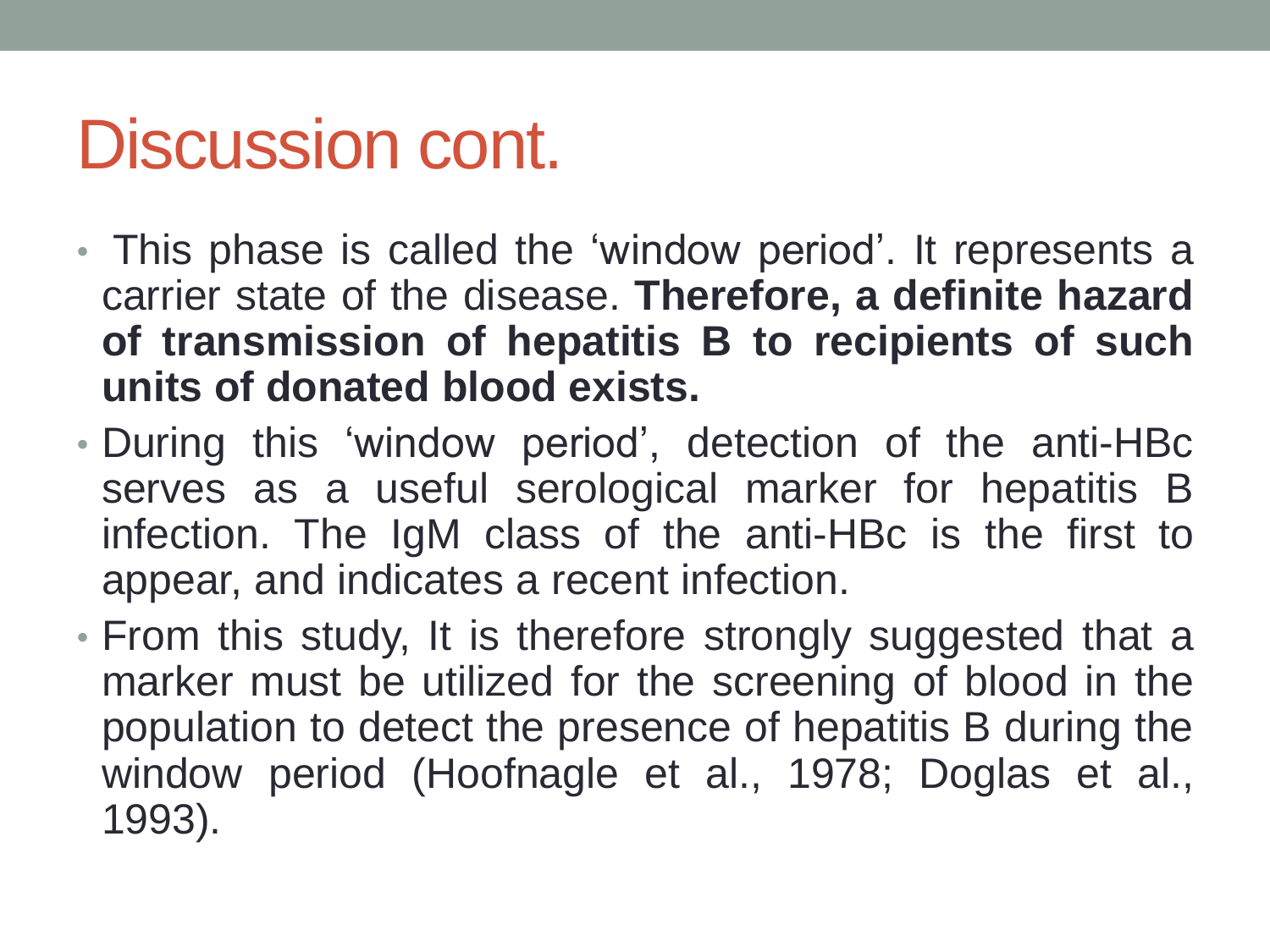# Discussion cont.

- This phase is called the ‘window period’. It represents a carrier state of the disease. **Therefore, a definite hazard of transmission of hepatitis B to recipients of such units of donated blood exists.**
- During this ‘window period’, detection of the anti-HBc serves as a useful serological marker for hepatitis B infection. The IgM class of the anti-HBc is the first to appear, and indicates a recent infection.
- From this study, It is therefore strongly suggested that a marker must be utilized for the screening of blood in the population to detect the presence of hepatitis B during the window period (Hoofnagle et al., 1978; Doglas et al., 1993).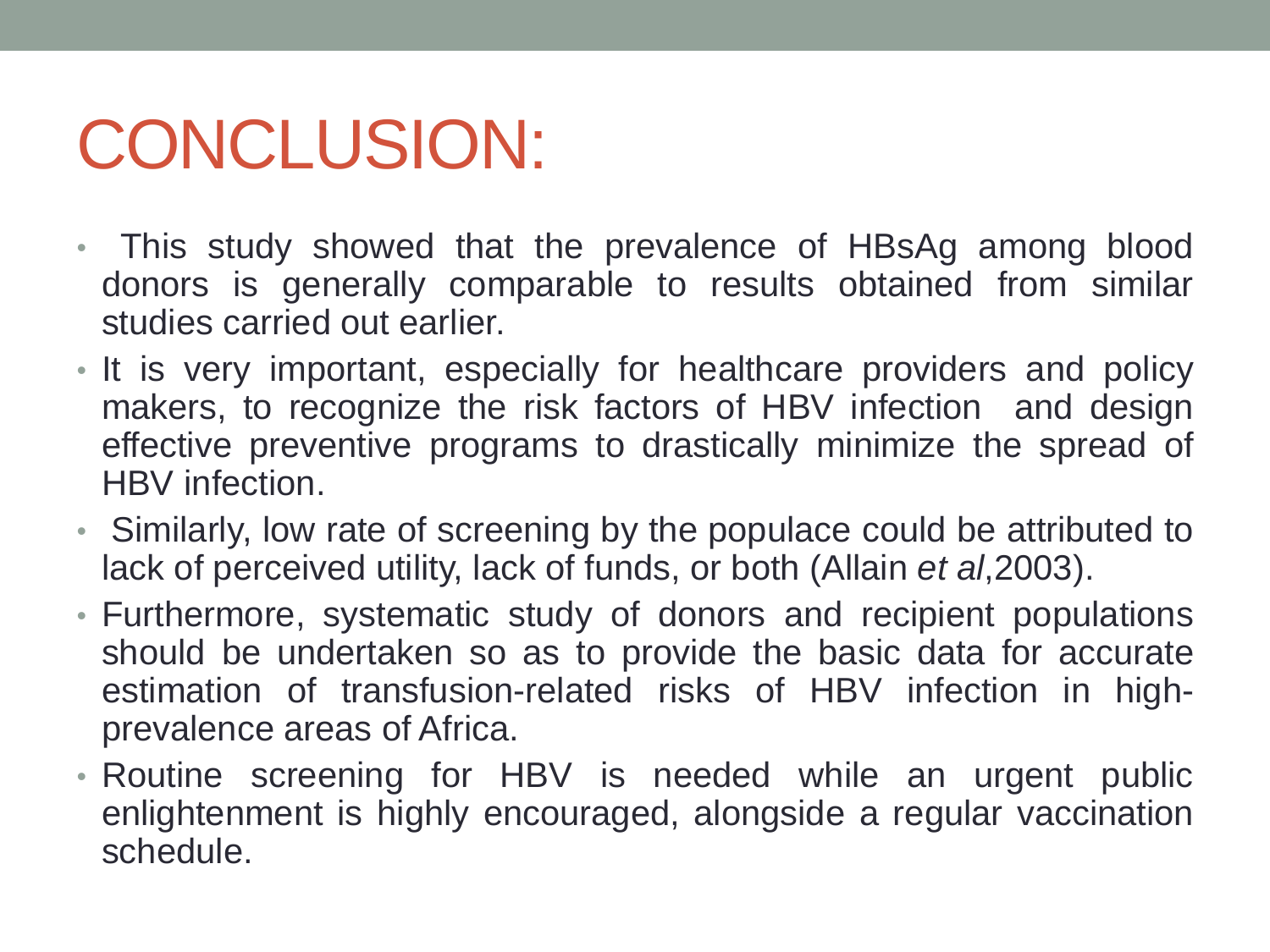# CONCLUSION:

- This study showed that the prevalence of HBsAg among blood donors is generally comparable to results obtained from similar studies carried out earlier.
- It is very important, especially for healthcare providers and policy makers, to recognize the risk factors of HBV infection and design effective preventive programs to drastically minimize the spread of HBV infection.
- Similarly, low rate of screening by the populace could be attributed to lack of perceived utility, lack of funds, or both (Allain *et al*,2003).
- Furthermore, systematic study of donors and recipient populations should be undertaken so as to provide the basic data for accurate estimation of transfusion-related risks of HBV infection in high-prevalence areas of Africa.
- Routine screening for HBV is needed while an urgent public enlightenment is highly encouraged, alongside a regular vaccination schedule.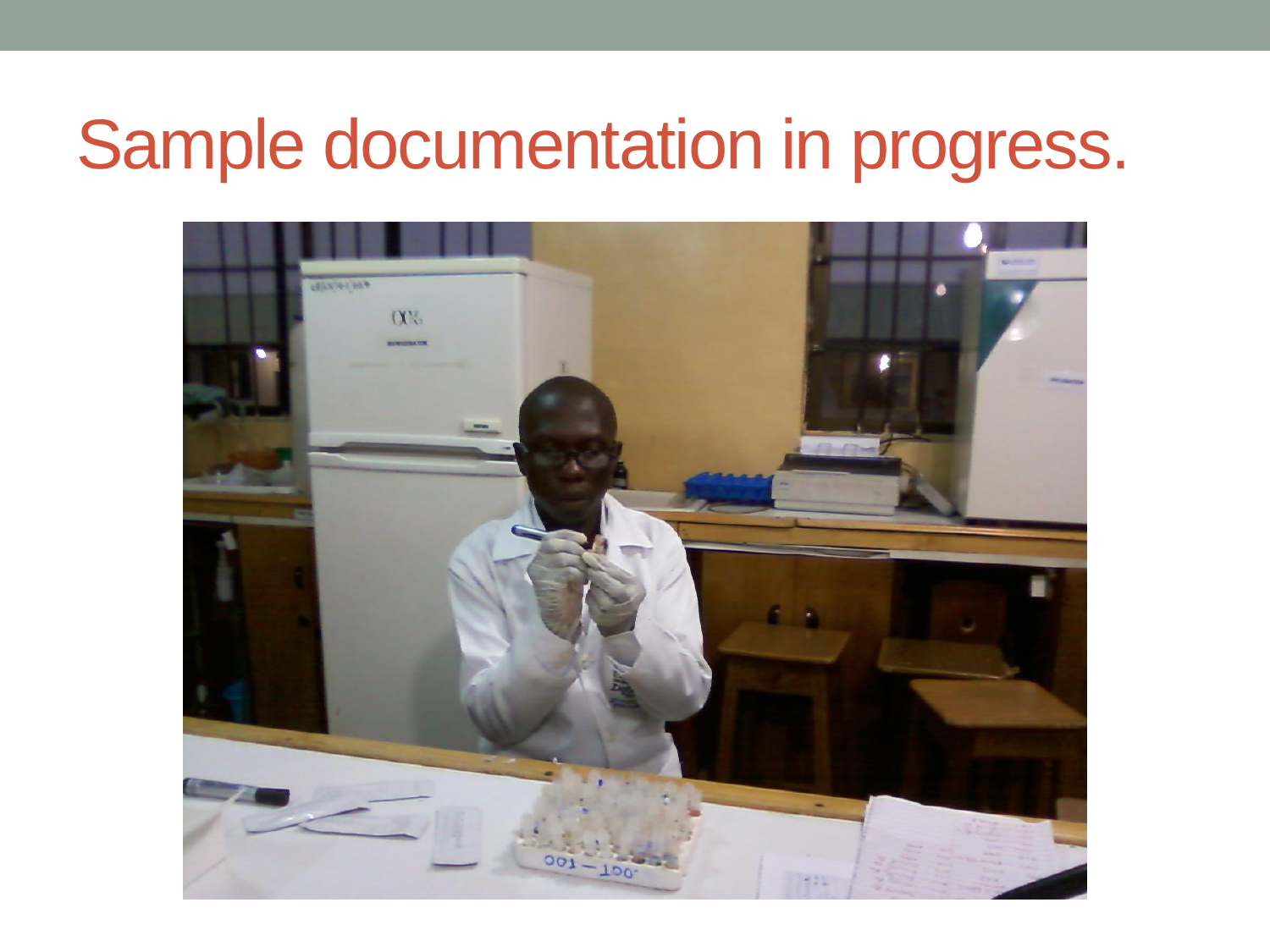# Sample documentation in progress.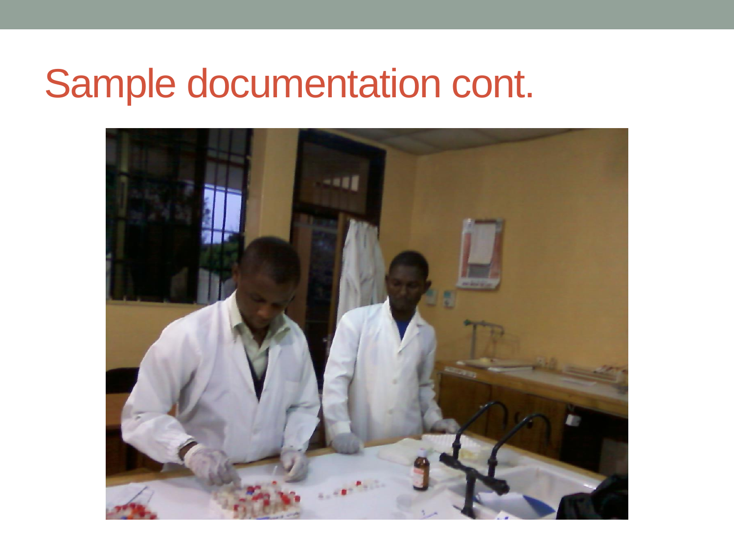# Sample documentation cont.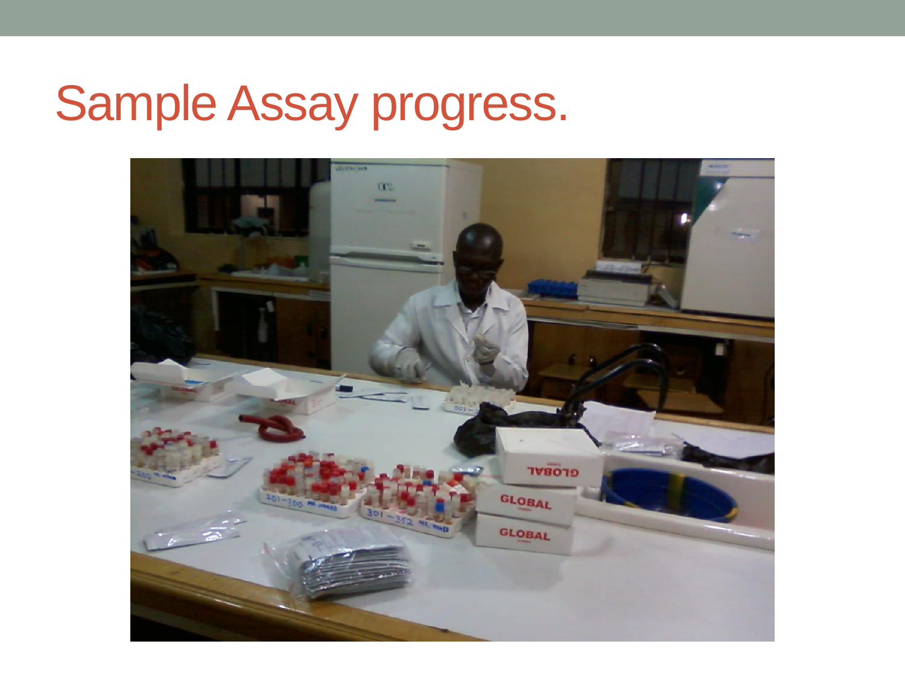# Sample Assay progress.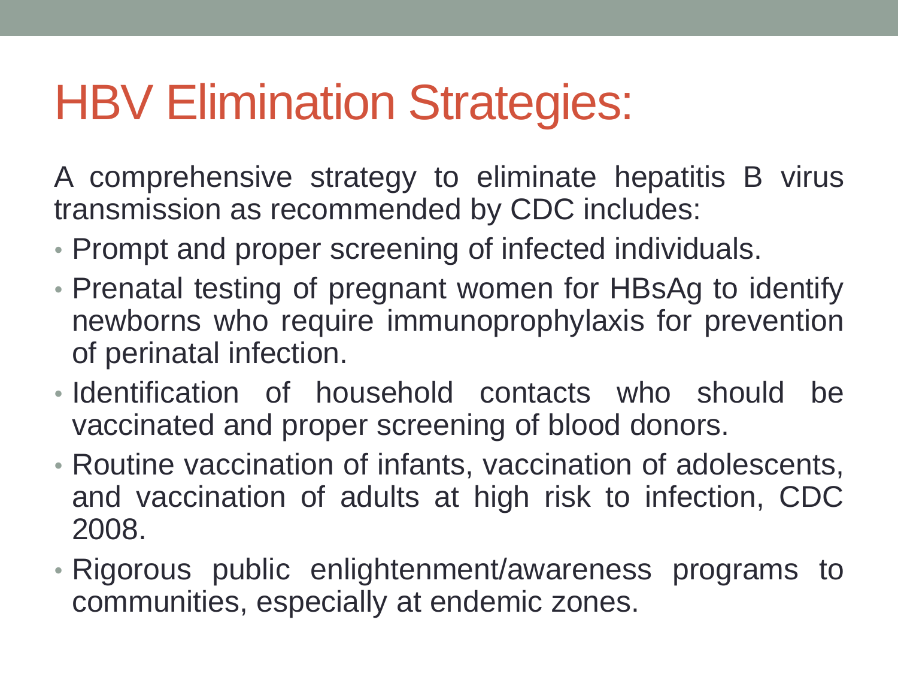# HBV Elimination Strategies:

A comprehensive strategy to eliminate hepatitis B virus transmission as recommended by CDC includes:

- Prompt and proper screening of infected individuals.
- Prenatal testing of pregnant women for HBsAg to identify newborns who require immunoprophylaxis for prevention of perinatal infection.
- Identification of household contacts who should be vaccinated and proper screening of blood donors.
- Routine vaccination of infants, vaccination of adolescents, and vaccination of adults at high risk to infection, CDC 2008.
- Rigorous public enlightenment/awareness programs to communities, especially at endemic zones.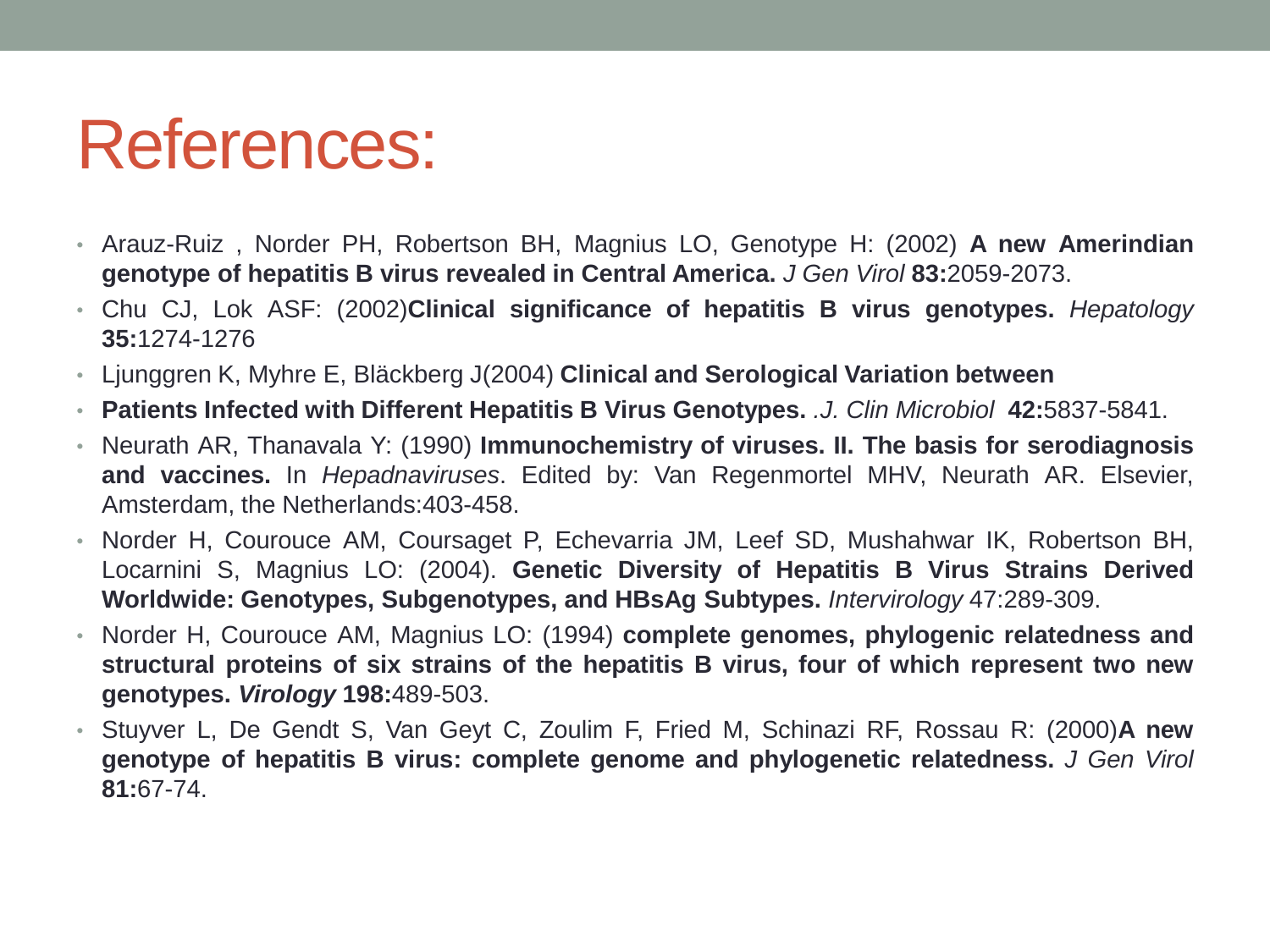# References:

- Arauz-Ruiz , Norder PH, Robertson BH, Magnius LO, Genotype H: (2002) **A new Amerindian genotype of hepatitis B virus revealed in Central America.** *J Gen Virol* **83:**2059-2073.
- Chu CJ, Lok ASF: (2002)**Clinical significance of hepatitis B virus genotypes.** *Hepatology* **35:**1274-1276
- Ljunggren K, Myhre E, Bläckberg J(2004) **Clinical and Serological Variation between**
- **Patients Infected with Different Hepatitis B Virus Genotypes.** *.J. Clin Microbiol* **42:**5837-5841.
- Neurath AR, Thanavala Y: (1990) **Immunochemistry of viruses. II. The basis for serodiagnosis and vaccines.** In *Hepadnaviruses*. Edited by: Van Regenmortel MHV, Neurath AR. Elsevier, Amsterdam, the Netherlands:403-458.
- Norder H, Courouce AM, Coursaget P, Echevarria JM, Leef SD, Mushahwar IK, Robertson BH, Locarnini S, Magnius LO: (2004). **Genetic Diversity of Hepatitis B Virus Strains Derived Worldwide: Genotypes, Subgenotypes, and HBsAg Subtypes.** *Intervirology* 47:289-309.
- Norder H, Courouce AM, Magnius LO: (1994) **complete genomes, phylogenic relatedness and structural proteins of six strains of the hepatitis B virus, four of which represent two new genotypes.** ***Virology*** **198:**489-503.
- Stuyver L, De Gendt S, Van Geyt C, Zoulim F, Fried M, Schinazi RF, Rossau R: (2000)**A new genotype of hepatitis B virus: complete genome and phylogenetic relatedness.** *J Gen Virol* **81:**67-74.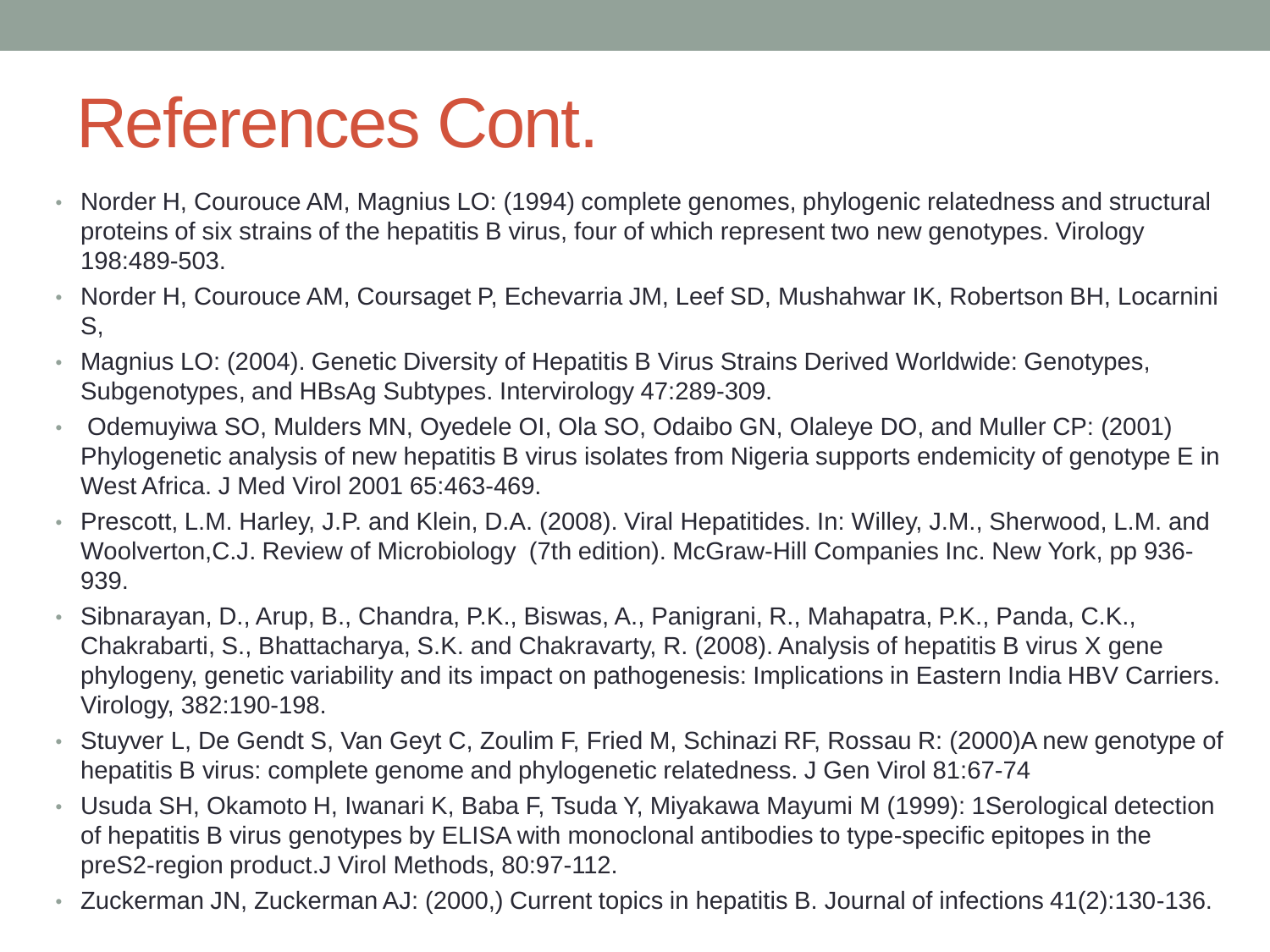# References Cont.

- Norder H, Courouce AM, Magnius LO: (1994) complete genomes, phylogenic relatedness and structural proteins of six strains of the hepatitis B virus, four of which represent two new genotypes. Virology 198:489-503.
- Norder H, Courouce AM, Coursaget P, Echevarria JM, Leef SD, Mushahwar IK, Robertson BH, Locarnini S,
- Magnius LO: (2004). Genetic Diversity of Hepatitis B Virus Strains Derived Worldwide: Genotypes, Subgenotypes, and HBsAg Subtypes. Intervirology 47:289-309.
- Odemuyiwa SO, Mulders MN, Oyedele OI, Ola SO, Odaibo GN, Olaleye DO, and Muller CP: (2001) Phylogenetic analysis of new hepatitis B virus isolates from Nigeria supports endemicity of genotype E in West Africa. J Med Virol 2001 65:463-469.
- Prescott, L.M. Harley, J.P. and Klein, D.A. (2008). Viral Hepatitides. In: Willey, J.M., Sherwood, L.M. and Woolverton,C.J. Review of Microbiology (7th edition). McGraw-Hill Companies Inc. New York, pp 936-939.
- Sibnarayan, D., Arup, B., Chandra, P.K., Biswas, A., Panigrani, R., Mahapatra, P.K., Panda, C.K., Chakrabarti, S., Bhattacharya, S.K. and Chakravarty, R. (2008). Analysis of hepatitis B virus X gene phylogeny, genetic variability and its impact on pathogenesis: Implications in Eastern India HBV Carriers. Virology, 382:190-198.
- Stuyver L, De Gendt S, Van Geyt C, Zoulim F, Fried M, Schinazi RF, Rossau R: (2000)A new genotype of hepatitis B virus: complete genome and phylogenetic relatedness. J Gen Virol 81:67-74
- Usuda SH, Okamoto H, Iwanari K, Baba F, Tsuda Y, Miyakawa Mayumi M (1999): 1Serological detection of hepatitis B virus genotypes by ELISA with monoclonal antibodies to type-specific epitopes in the preS2-region product.J Virol Methods, 80:97-112.
- Zuckerman JN, Zuckerman AJ: (2000,) Current topics in hepatitis B. Journal of infections 41(2):130-136.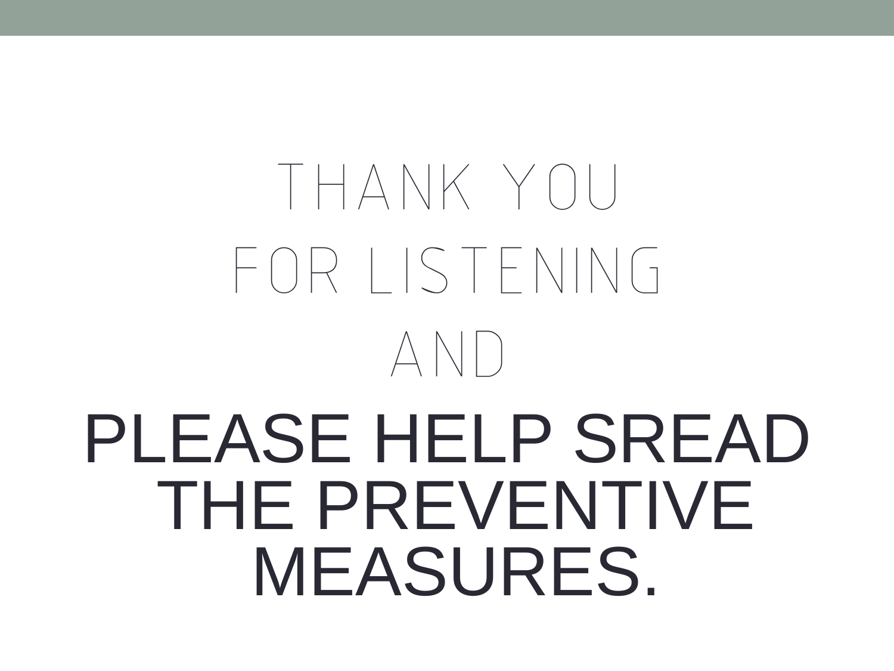# THANK YOU FOR LISTENING AND

# PLEASE HELP SREAD THE PREVENTIVE MEASURES.